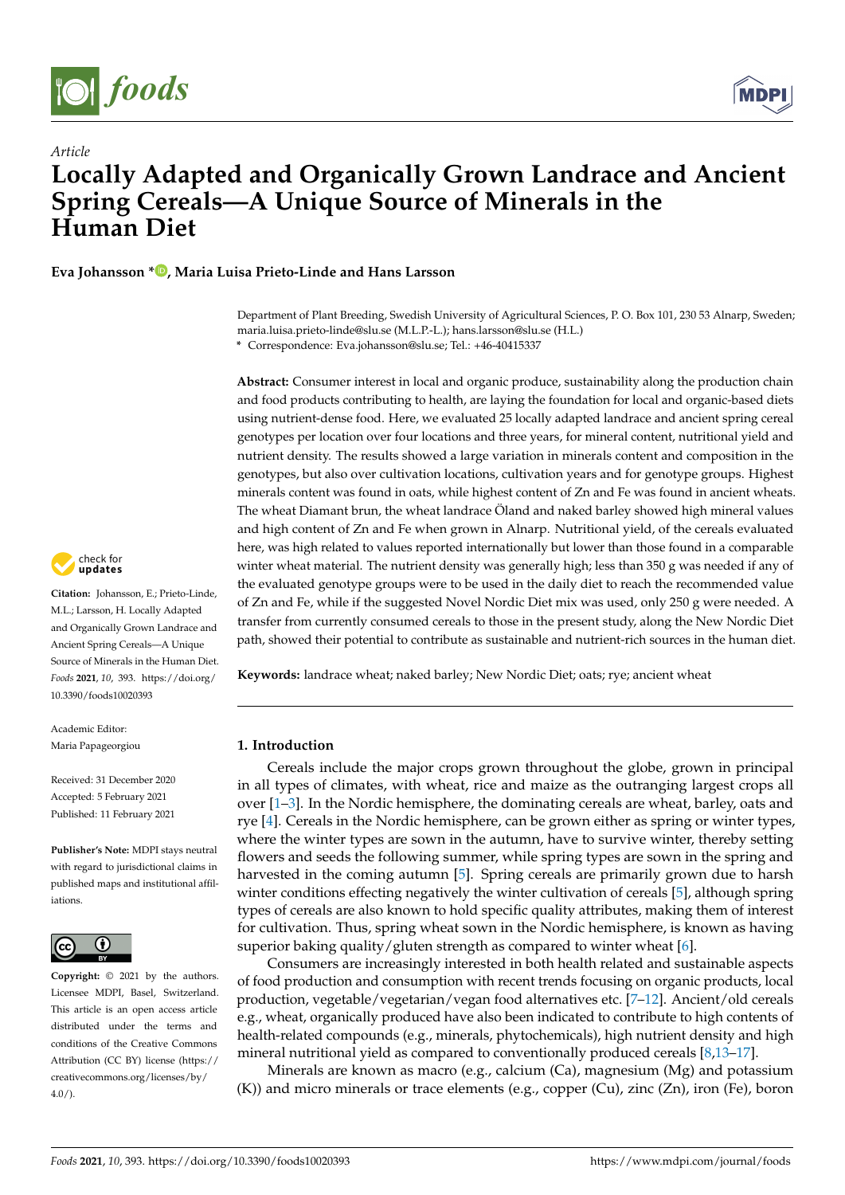*Article*

# Locally Adapted and Organically Grown Landrace and Ancient Spring Cereals—A Unique Source of Minerals in the Human Diet

**Eva Johansson \*, Maria Luisa Prieto-Linde and Hans Larsson**

Department of Plant Breeding, Swedish University of Agricultural Sciences, P. O. Box 101, 230 53 Alnarp, Sweden; maria.luisa.prieto-linde@slu.se (M.L.P.-L.); hans.larsson@slu.se (H.L.)
\* Correspondence: Eva.johansson@slu.se; Tel.: +46-40415337

**Abstract:** Consumer interest in local and organic produce, sustainability along the production chain and food products contributing to health, are laying the foundation for local and organic-based diets using nutrient-dense food. Here, we evaluated 25 locally adapted landrace and ancient spring cereal genotypes per location over four locations and three years, for mineral content, nutritional yield and nutrient density. The results showed a large variation in minerals content and composition in the genotypes, but also over cultivation locations, cultivation years and for genotype groups. Highest minerals content was found in oats, while highest content of Zn and Fe was found in ancient wheats. The wheat Diamant brun, the wheat landrace Öland and naked barley showed high mineral values and high content of Zn and Fe when grown in Alnarp. Nutritional yield, of the cereals evaluated here, was high related to values reported internationally but lower than those found in a comparable winter wheat material. The nutrient density was generally high; less than 350 g was needed if any of the evaluated genotype groups were to be used in the daily diet to reach the recommended value of Zn and Fe, while if the suggested Novel Nordic Diet mix was used, only 250 g were needed. A transfer from currently consumed cereals to those in the present study, along the New Nordic Diet path, showed their potential to contribute as sustainable and nutrient-rich sources in the human diet.

**Keywords:** landrace wheat; naked barley; New Nordic Diet; oats; rye; ancient wheat

**Citation:** Johansson, E.; Prieto-Linde, M.L.; Larsson, H. Locally Adapted and Organically Grown Landrace and Ancient Spring Cereals—A Unique Source of Minerals in the Human Diet. *Foods* **2021**, *10*, 393. https://doi.org/10.3390/foods10020393

Academic Editor: Maria Papageorgiou

Received: 31 December 2020
Accepted: 5 February 2021
Published: 11 February 2021

**Publisher's Note:** MDPI stays neutral with regard to jurisdictional claims in published maps and institutional affiliations.

**Copyright:** © 2021 by the authors. Licensee MDPI, Basel, Switzerland. This article is an open access article distributed under the terms and conditions of the Creative Commons Attribution (CC BY) license (https://creativecommons.org/licenses/by/4.0/).

## 1. Introduction

Cereals include the major crops grown throughout the globe, grown in principal in all types of climates, with wheat, rice and maize as the outranging largest crops all over [1–3]. In the Nordic hemisphere, the dominating cereals are wheat, barley, oats and rye [4]. Cereals in the Nordic hemisphere, can be grown either as spring or winter types, where the winter types are sown in the autumn, have to survive winter, thereby setting flowers and seeds the following summer, while spring types are sown in the spring and harvested in the coming autumn [5]. Spring cereals are primarily grown due to harsh winter conditions effecting negatively the winter cultivation of cereals [5], although spring types of cereals are also known to hold specific quality attributes, making them of interest for cultivation. Thus, spring wheat sown in the Nordic hemisphere, is known as having superior baking quality/gluten strength as compared to winter wheat [6].

Consumers are increasingly interested in both health related and sustainable aspects of food production and consumption with recent trends focusing on organic products, local production, vegetable/vegetarian/vegan food alternatives etc. [7–12]. Ancient/old cereals e.g., wheat, organically produced have also been indicated to contribute to high contents of health-related compounds (e.g., minerals, phytochemicals), high nutrient density and high mineral nutritional yield as compared to conventionally produced cereals [8,13–17].

Minerals are known as macro (e.g., calcium (Ca), magnesium (Mg) and potassium (K)) and micro minerals or trace elements (e.g., copper (Cu), zinc (Zn), iron (Fe), boron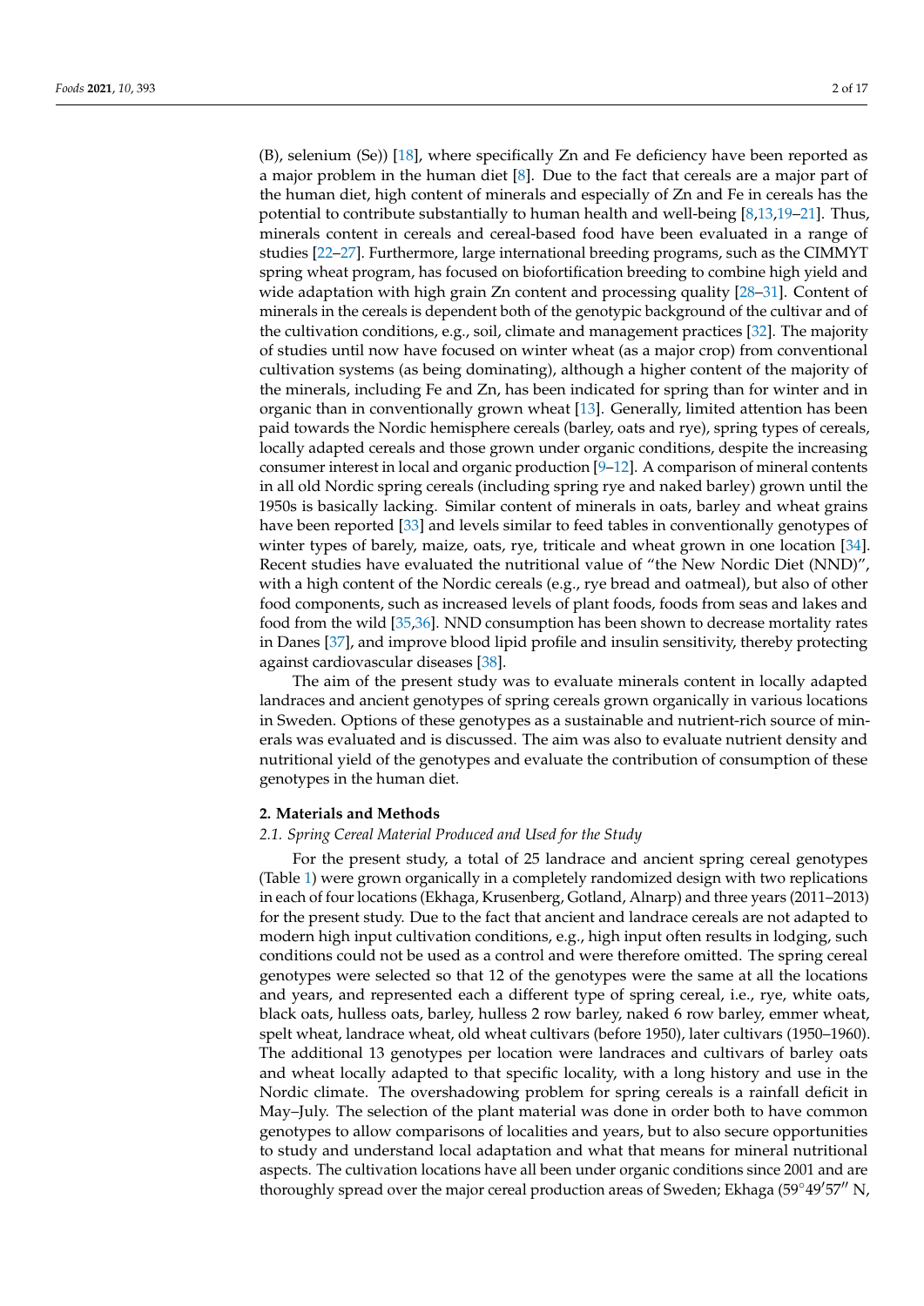(B), selenium (Se)) [18], where specifically Zn and Fe deficiency have been reported as a major problem in the human diet [8]. Due to the fact that cereals are a major part of the human diet, high content of minerals and especially of Zn and Fe in cereals has the potential to contribute substantially to human health and well-being [8,13,19–21]. Thus, minerals content in cereals and cereal-based food have been evaluated in a range of studies [22–27]. Furthermore, large international breeding programs, such as the CIMMYT spring wheat program, has focused on biofortification breeding to combine high yield and wide adaptation with high grain Zn content and processing quality [28–31]. Content of minerals in the cereals is dependent both of the genotypic background of the cultivar and of the cultivation conditions, e.g., soil, climate and management practices [32]. The majority of studies until now have focused on winter wheat (as a major crop) from conventional cultivation systems (as being dominating), although a higher content of the majority of the minerals, including Fe and Zn, has been indicated for spring than for winter and in organic than in conventionally grown wheat [13]. Generally, limited attention has been paid towards the Nordic hemisphere cereals (barley, oats and rye), spring types of cereals, locally adapted cereals and those grown under organic conditions, despite the increasing consumer interest in local and organic production [9–12]. A comparison of mineral contents in all old Nordic spring cereals (including spring rye and naked barley) grown until the 1950s is basically lacking. Similar content of minerals in oats, barley and wheat grains have been reported [33] and levels similar to feed tables in conventionally genotypes of winter types of barely, maize, oats, rye, triticale and wheat grown in one location [34]. Recent studies have evaluated the nutritional value of "the New Nordic Diet (NND)", with a high content of the Nordic cereals (e.g., rye bread and oatmeal), but also of other food components, such as increased levels of plant foods, foods from seas and lakes and food from the wild [35,36]. NND consumption has been shown to decrease mortality rates in Danes [37], and improve blood lipid profile and insulin sensitivity, thereby protecting against cardiovascular diseases [38].

The aim of the present study was to evaluate minerals content in locally adapted landraces and ancient genotypes of spring cereals grown organically in various locations in Sweden. Options of these genotypes as a sustainable and nutrient-rich source of minerals was evaluated and is discussed. The aim was also to evaluate nutrient density and nutritional yield of the genotypes and evaluate the contribution of consumption of these genotypes in the human diet.

## 2. Materials and Methods

### 2.1. Spring Cereal Material Produced and Used for the Study

For the present study, a total of 25 landrace and ancient spring cereal genotypes (Table 1) were grown organically in a completely randomized design with two replications in each of four locations (Ekhaga, Krusenberg, Gotland, Alnarp) and three years (2011–2013) for the present study. Due to the fact that ancient and landrace cereals are not adapted to modern high input cultivation conditions, e.g., high input often results in lodging, such conditions could not be used as a control and were therefore omitted. The spring cereal genotypes were selected so that 12 of the genotypes were the same at all the locations and years, and represented each a different type of spring cereal, i.e., rye, white oats, black oats, hulless oats, barley, hulless 2 row barley, naked 6 row barley, emmer wheat, spelt wheat, landrace wheat, old wheat cultivars (before 1950), later cultivars (1950–1960). The additional 13 genotypes per location were landraces and cultivars of barley oats and wheat locally adapted to that specific locality, with a long history and use in the Nordic climate. The overshadowing problem for spring cereals is a rainfall deficit in May–July. The selection of the plant material was done in order both to have common genotypes to allow comparisons of localities and years, but to also secure opportunities to study and understand local adaptation and what that means for mineral nutritional aspects. The cultivation locations have all been under organic conditions since 2001 and are thoroughly spread over the major cereal production areas of Sweden; Ekhaga (59°49′57″ N,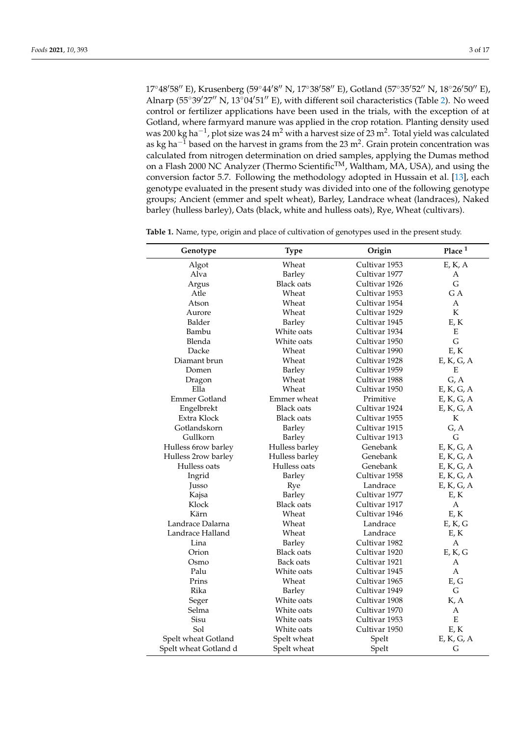17°48′58″ E), Krusenberg (59°44′8″ N, 17°38′58″ E), Gotland (57°35′52″ N, 18°26′50″ E), Alnarp (55°39′27″ N, 13°04′51″ E), with different soil characteristics (Table 2). No weed control or fertilizer applications have been used in the trials, with the exception of at Gotland, where farmyard manure was applied in the crop rotation. Planting density used was 200 kg ha$^{-1}$, plot size was 24 m$^2$ with a harvest size of 23 m$^2$. Total yield was calculated as kg ha$^{-1}$ based on the harvest in grams from the 23 m$^2$. Grain protein concentration was calculated from nitrogen determination on dried samples, applying the Dumas method on a Flash 2000 NC Analyzer (Thermo Scientific$^{TM}$, Waltham, MA, USA), and using the conversion factor 5.7. Following the methodology adopted in Hussain et al. [13], each genotype evaluated in the present study was divided into one of the following genotype groups; Ancient (emmer and spelt wheat), Barley, Landrace wheat (landraces), Naked barley (hulless barley), Oats (black, white and hulless oats), Rye, Wheat (cultivars).

**Table 1.** Name, type, origin and place of cultivation of genotypes used in the present study.

| Genotype | Type | Origin | Place [1] |
|---|---|---|---|
| Algot | Wheat | Cultivar 1953 | E, K, A |
| Alva | Barley | Cultivar 1977 | A |
| Argus | Black oats | Cultivar 1926 | G |
| Atle | Wheat | Cultivar 1953 | G A |
| Atson | Wheat | Cultivar 1954 | A |
| Aurore | Wheat | Cultivar 1929 | K |
| Balder | Barley | Cultivar 1945 | E, K |
| Bambu | White oats | Cultivar 1934 | E |
| Blenda | White oats | Cultivar 1950 | G |
| Dacke | Wheat | Cultivar 1990 | E, K |
| Diamant brun | Wheat | Cultivar 1928 | E, K, G, A |
| Domen | Barley | Cultivar 1959 | E |
| Dragon | Wheat | Cultivar 1988 | G, A |
| Ella | Wheat | Cultivar 1950 | E, K, G, A |
| Emmer Gotland | Emmer wheat | Primitive | E, K, G, A |
| Engelbrekt | Black oats | Cultivar 1924 | E, K, G, A |
| Extra Klock | Black oats | Cultivar 1955 | K |
| Gotlandskorn | Barley | Cultivar 1915 | G, A |
| Gullkorn | Barley | Cultivar 1913 | G |
| Hulless 6row barley | Hulless barley | Genebank | E, K, G, A |
| Hulless 2row barley | Hulless barley | Genebank | E, K, G, A |
| Hulless oats | Hulless oats | Genebank | E, K, G, A |
| Ingrid | Barley | Cultivar 1958 | E, K, G, A |
| Jusso | Rye | Landrace | E, K, G, A |
| Kajsa | Barley | Cultivar 1977 | E, K |
| Klock | Black oats | Cultivar 1917 | A |
| Kärn | Wheat | Cultivar 1946 | E, K |
| Landrace Dalarna | Wheat | Landrace | E, K, G |
| Landrace Halland | Wheat | Landrace | E, K |
| Lina | Barley | Cultivar 1982 | A |
| Orion | Black oats | Cultivar 1920 | E, K, G |
| Osmo | Back oats | Cultivar 1921 | A |
| Palu | White oats | Cultivar 1945 | A |
| Prins | Wheat | Cultivar 1965 | E, G |
| Rika | Barley | Cultivar 1949 | G |
| Seger | White oats | Cultivar 1908 | K, A |
| Selma | White oats | Cultivar 1970 | A |
| Sisu | White oats | Cultivar 1953 | E |
| Sol | White oats | Cultivar 1950 | E, K |
| Spelt wheat Gotland | Spelt wheat | Spelt | E, K, G, A |
| Spelt wheat Gotland d | Spelt wheat | Spelt | G |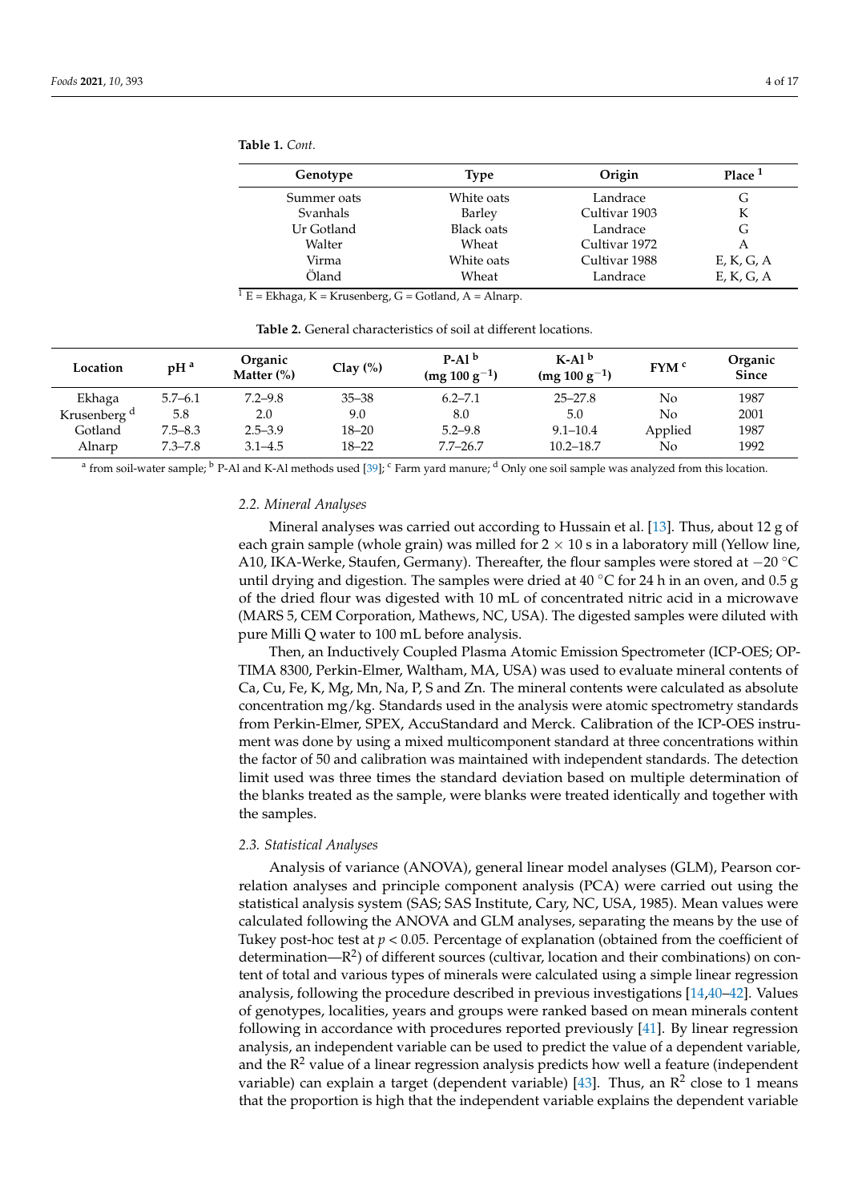**Table 1.** *Cont.*

| Genotype | Type | Origin | Place [1] |
|---|---|---|---|
| Summer oats | White oats | Landrace | G |
| Svanhals | Barley | Cultivar 1903 | K |
| Ur Gotland | Black oats | Landrace | G |
| Walter | Wheat | Cultivar 1972 | A |
| Virma | White oats | Cultivar 1988 | E, K, G, A |
| Öland | Wheat | Landrace | E, K, G, A |

[1] E = Ekhaga, K = Krusenberg, G = Gotland, A = Alnarp.

**Table 2.** General characteristics of soil at different locations.

| Location | pH [a] | Organic Matter (%) | Clay (%) | P-Al [b] (mg 100 $g^{-1}$) | K-Al [b] (mg 100 $g^{-1}$) | FYM [c] | Organic Since |
|---|---|---|---|---|---|---|---|
| Ekhaga | 5.7–6.1 | 7.2–9.8 | 35–38 | 6.2–7.1 | 25–27.8 | No | 1987 |
| Krusenberg [d] | 5.8 | 2.0 | 9.0 | 8.0 | 5.0 | No | 2001 |
| Gotland | 7.5–8.3 | 2.5–3.9 | 18–20 | 5.2–9.8 | 9.1–10.4 | Applied | 1987 |
| Alnarp | 7.3–7.8 | 3.1–4.5 | 18–22 | 7.7–26.7 | 10.2–18.7 | No | 1992 |

[a] from soil-water sample; [b] P-Al and K-Al methods used [39]; [c] Farm yard manure; [d] Only one soil sample was analyzed from this location.

### 2.2. Mineral Analyses

Mineral analyses was carried out according to Hussain et al. [13]. Thus, about 12 g of each grain sample (whole grain) was milled for 2 × 10 s in a laboratory mill (Yellow line, A10, IKA-Werke, Staufen, Germany). Thereafter, the flour samples were stored at −20 °C until drying and digestion. The samples were dried at 40 °C for 24 h in an oven, and 0.5 g of the dried flour was digested with 10 mL of concentrated nitric acid in a microwave (MARS 5, CEM Corporation, Mathews, NC, USA). The digested samples were diluted with pure Milli Q water to 100 mL before analysis.

Then, an Inductively Coupled Plasma Atomic Emission Spectrometer (ICP-OES; OPTIMA 8300, Perkin-Elmer, Waltham, MA, USA) was used to evaluate mineral contents of Ca, Cu, Fe, K, Mg, Mn, Na, P, S and Zn. The mineral contents were calculated as absolute concentration mg/kg. Standards used in the analysis were atomic spectrometry standards from Perkin-Elmer, SPEX, AccuStandard and Merck. Calibration of the ICP-OES instrument was done by using a mixed multicomponent standard at three concentrations within the factor of 50 and calibration was maintained with independent standards. The detection limit used was three times the standard deviation based on multiple determination of the blanks treated as the sample, were blanks were treated identically and together with the samples.

### 2.3. Statistical Analyses

Analysis of variance (ANOVA), general linear model analyses (GLM), Pearson correlation analyses and principle component analysis (PCA) were carried out using the statistical analysis system (SAS; SAS Institute, Cary, NC, USA, 1985). Mean values were calculated following the ANOVA and GLM analyses, separating the means by the use of Tukey post-hoc test at $p < 0.05$. Percentage of explanation (obtained from the coefficient of determination—$R^2$) of different sources (cultivar, location and their combinations) on content of total and various types of minerals were calculated using a simple linear regression analysis, following the procedure described in previous investigations [14,40–42]. Values of genotypes, localities, years and groups were ranked based on mean minerals content following in accordance with procedures reported previously [41]. By linear regression analysis, an independent variable can be used to predict the value of a dependent variable, and the $R^2$ value of a linear regression analysis predicts how well a feature (independent variable) can explain a target (dependent variable) [43]. Thus, an $R^2$ close to 1 means that the proportion is high that the independent variable explains the dependent variable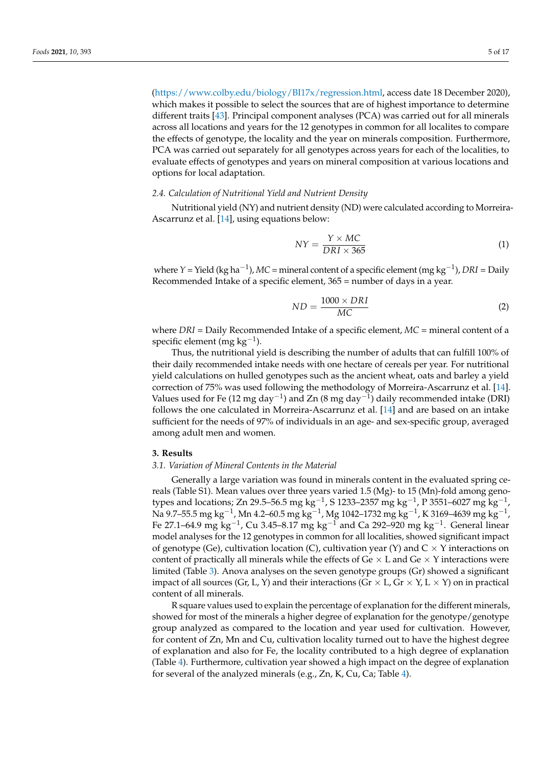(https://www.colby.edu/biology/BI17x/regression.html, access date 18 December 2020), which makes it possible to select the sources that are of highest importance to determine different traits [43]. Principal component analyses (PCA) was carried out for all minerals across all locations and years for the 12 genotypes in common for all localites to compare the effects of genotype, the locality and the year on minerals composition. Furthermore, PCA was carried out separately for all genotypes across years for each of the localities, to evaluate effects of genotypes and years on mineral composition at various locations and options for local adaptation.

### 2.4. Calculation of Nutritional Yield and Nutrient Density

Nutritional yield (NY) and nutrient density (ND) were calculated according to Morreira-Ascarrunz et al. [14], using equations below:

$$NY = \frac{Y \times MC}{DRI \times 365} \tag{1}$$

where $Y$ = Yield (kg ha$^{-1}$), $MC$ = mineral content of a specific element (mg kg$^{-1}$), $DRI$ = Daily Recommended Intake of a specific element, 365 = number of days in a year.

$$ND = \frac{1000 \times DRI}{MC} \tag{2}$$

where $DRI$ = Daily Recommended Intake of a specific element, $MC$ = mineral content of a specific element (mg kg$^{-1}$).

Thus, the nutritional yield is describing the number of adults that can fulfill 100% of their daily recommended intake needs with one hectare of cereals per year. For nutritional yield calculations on hulled genotypes such as the ancient wheat, oats and barley a yield correction of 75% was used following the methodology of Morreira-Ascarrunz et al. [14]. Values used for Fe (12 mg day$^{-1}$) and Zn (8 mg day$^{-1}$) daily recommended intake (DRI) follows the one calculated in Morreira-Ascarrunz et al. [14] and are based on an intake sufficient for the needs of 97% of individuals in an age- and sex-specific group, averaged among adult men and women.

## 3. Results

### 3.1. Variation of Mineral Contents in the Material

Generally a large variation was found in minerals content in the evaluated spring cereals (Table S1). Mean values over three years varied 1.5 (Mg)- to 15 (Mn)-fold among genotypes and locations; Zn 29.5–56.5 mg kg$^{-1}$, S 1233–2357 mg kg$^{-1}$, P 3551–6027 mg kg$^{-1}$, Na 9.7–55.5 mg kg$^{-1}$, Mn 4.2–60.5 mg kg$^{-1}$, Mg 1042–1732 mg kg$^{-1}$, K 3169–4639 mg kg$^{-1}$, Fe 27.1–64.9 mg kg$^{-1}$, Cu 3.45–8.17 mg kg$^{-1}$ and Ca 292–920 mg kg$^{-1}$. General linear model analyses for the 12 genotypes in common for all localities, showed significant impact of genotype (Ge), cultivation location (C), cultivation year (Y) and C × Y interactions on content of practically all minerals while the effects of Ge × L and Ge × Y interactions were limited (Table 3). Anova analyses on the seven genotype groups (Gr) showed a significant impact of all sources (Gr, L, Y) and their interactions (Gr × L, Gr × Y, L × Y) on in practical content of all minerals.

R square values used to explain the percentage of explanation for the different minerals, showed for most of the minerals a higher degree of explanation for the genotype/genotype group analyzed as compared to the location and year used for cultivation. However, for content of Zn, Mn and Cu, cultivation locality turned out to have the highest degree of explanation and also for Fe, the locality contributed to a high degree of explanation (Table 4). Furthermore, cultivation year showed a high impact on the degree of explanation for several of the analyzed minerals (e.g., Zn, K, Cu, Ca; Table 4).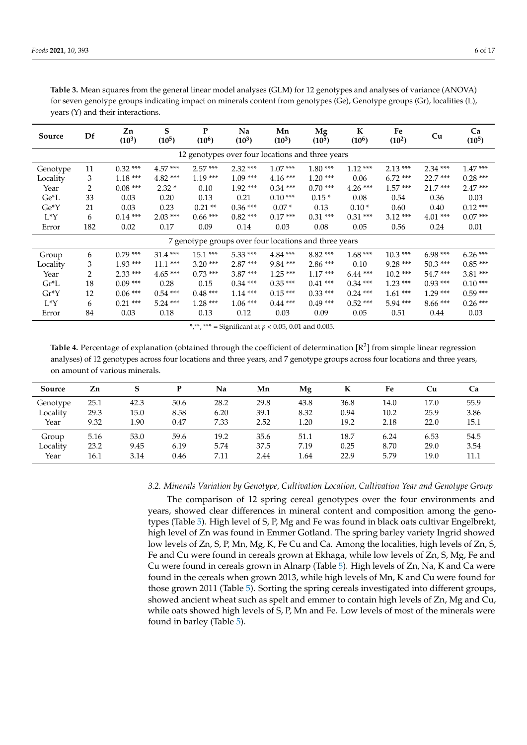**Table 3.** Mean squares from the general linear model analyses (GLM) for 12 genotypes and analyses of variance (ANOVA) for seven genotype groups indicating impact on minerals content from genotypes (Ge), Genotype groups (Gr), localities (L), years (Y) and their interactions.

| Source | Df | Zn ($10^3$) | S ($10^5$) | P ($10^6$) | Na ($10^3$) | Mn ($10^3$) | Mg ($10^5$) | K ($10^6$) | Fe ($10^2$) | Cu | Ca ($10^5$) |
|---|---|---|---|---|---|---|---|---|---|---|---|
| 12 genotypes over four locations and three years | | | | | | | | | | | |
| Genotype | 11 | 0.32 *** | 4.57 *** | 2.57 *** | 2.32 *** | 1.07 *** | 1.80 *** | 1.12 *** | 2.13 *** | 2.34 *** | 1.47 *** |
| Locality | 3 | 1.18 *** | 4.82 *** | 1.19 *** | 1.09 *** | 4.16 *** | 1.20 *** | 0.06 | 6.72 *** | 22.7 *** | 0.28 *** |
| Year | 2 | 0.08 *** | 2.32 * | 0.10 | 1.92 *** | 0.34 *** | 0.70 *** | 4.26 *** | 1.57 *** | 21.7 *** | 2.47 *** |
| Ge*L | 33 | 0.03 | 0.20 | 0.13 | 0.21 | 0.10 *** | 0.15 * | 0.08 | 0.54 | 0.36 | 0.03 |
| Ge*Y | 21 | 0.03 | 0.23 | 0.21 ** | 0.36 *** | 0.07 * | 0.13 | 0.10 * | 0.60 | 0.40 | 0.12 *** |
| L*Y | 6 | 0.14 *** | 2.03 *** | 0.66 *** | 0.82 *** | 0.17 *** | 0.31 *** | 0.31 *** | 3.12 *** | 4.01 *** | 0.07 *** |
| Error | 182 | 0.02 | 0.17 | 0.09 | 0.14 | 0.03 | 0.08 | 0.05 | 0.56 | 0.24 | 0.01 |
| 7 genotype groups over four locations and three years | | | | | | | | | | | |
| Group | 6 | 0.79 *** | 31.4 *** | 15.1 *** | 5.33 *** | 4.84 *** | 8.82 *** | 1.68 *** | 10.3 *** | 6.98 *** | 6.26 *** |
| Locality | 3 | 1.93 *** | 11.1 *** | 3.20 *** | 2.87 *** | 9.84 *** | 2.86 *** | 0.10 | 9.28 *** | 50.3 *** | 0.85 *** |
| Year | 2 | 2.33 *** | 4.65 *** | 0.73 *** | 3.87 *** | 1.25 *** | 1.17 *** | 6.44 *** | 10.2 *** | 54.7 *** | 3.81 *** |
| Gr*L | 18 | 0.09 *** | 0.28 | 0.15 | 0.34 *** | 0.35 *** | 0.41 *** | 0.34 *** | 1.23 *** | 0.93 *** | 0.10 *** |
| Gr*Y | 12 | 0.06 *** | 0.54 *** | 0.48 *** | 1.14 *** | 0.15 *** | 0.33 *** | 0.24 *** | 1.61 *** | 1.29 *** | 0.59 *** |
| L*Y | 6 | 0.21 *** | 5.24 *** | 1.28 *** | 1.06 *** | 0.44 *** | 0.49 *** | 0.52 *** | 5.94 *** | 8.66 *** | 0.26 *** |
| Error | 84 | 0.03 | 0.18 | 0.13 | 0.12 | 0.03 | 0.09 | 0.05 | 0.51 | 0.44 | 0.03 |

*,**, *** = Significant at $p < 0.05$, 0.01 and 0.005.

**Table 4.** Percentage of explanation (obtained through the coefficient of determination [$R^2$] from simple linear regression analyses) of 12 genotypes across four locations and three years, and 7 genotype groups across four locations and three years, on amount of various minerals.

| Source | Zn | S | P | Na | Mn | Mg | K | Fe | Cu | Ca |
|---|---|---|---|---|---|---|---|---|---|---|
| Genotype | 25.1 | 42.3 | 50.6 | 28.2 | 29.8 | 43.8 | 36.8 | 14.0 | 17.0 | 55.9 |
| Locality | 29.3 | 15.0 | 8.58 | 6.20 | 39.1 | 8.32 | 0.94 | 10.2 | 25.9 | 3.86 |
| Year | 9.32 | 1.90 | 0.47 | 7.33 | 2.52 | 1.20 | 19.2 | 2.18 | 22.0 | 15.1 |
| Group | 5.16 | 53.0 | 59.6 | 19.2 | 35.6 | 51.1 | 18.7 | 6.24 | 6.53 | 54.5 |
| Locality | 23.2 | 9.45 | 6.19 | 5.74 | 37.5 | 7.19 | 0.25 | 8.70 | 29.0 | 3.54 |
| Year | 16.1 | 3.14 | 0.46 | 7.11 | 2.44 | 1.64 | 22.9 | 5.79 | 19.0 | 11.1 |

### *3.2. Minerals Variation by Genotype, Cultivation Location, Cultivation Year and Genotype Group*

The comparison of 12 spring cereal genotypes over the four environments and years, showed clear differences in mineral content and composition among the genotypes (Table 5). High level of S, P, Mg and Fe was found in black oats cultivar Engelbrekt, high level of Zn was found in Emmer Gotland. The spring barley variety Ingrid showed low levels of Zn, S, P, Mn, Mg, K, Fe Cu and Ca. Among the localities, high levels of Zn, S, Fe and Cu were found in cereals grown at Ekhaga, while low levels of Zn, S, Mg, Fe and Cu were found in cereals grown in Alnarp (Table 5). High levels of Zn, Na, K and Ca were found in the cereals when grown 2013, while high levels of Mn, K and Cu were found for those grown 2011 (Table 5). Sorting the spring cereals investigated into different groups, showed ancient wheat such as spelt and emmer to contain high levels of Zn, Mg and Cu, while oats showed high levels of S, P, Mn and Fe. Low levels of most of the minerals were found in barley (Table 5).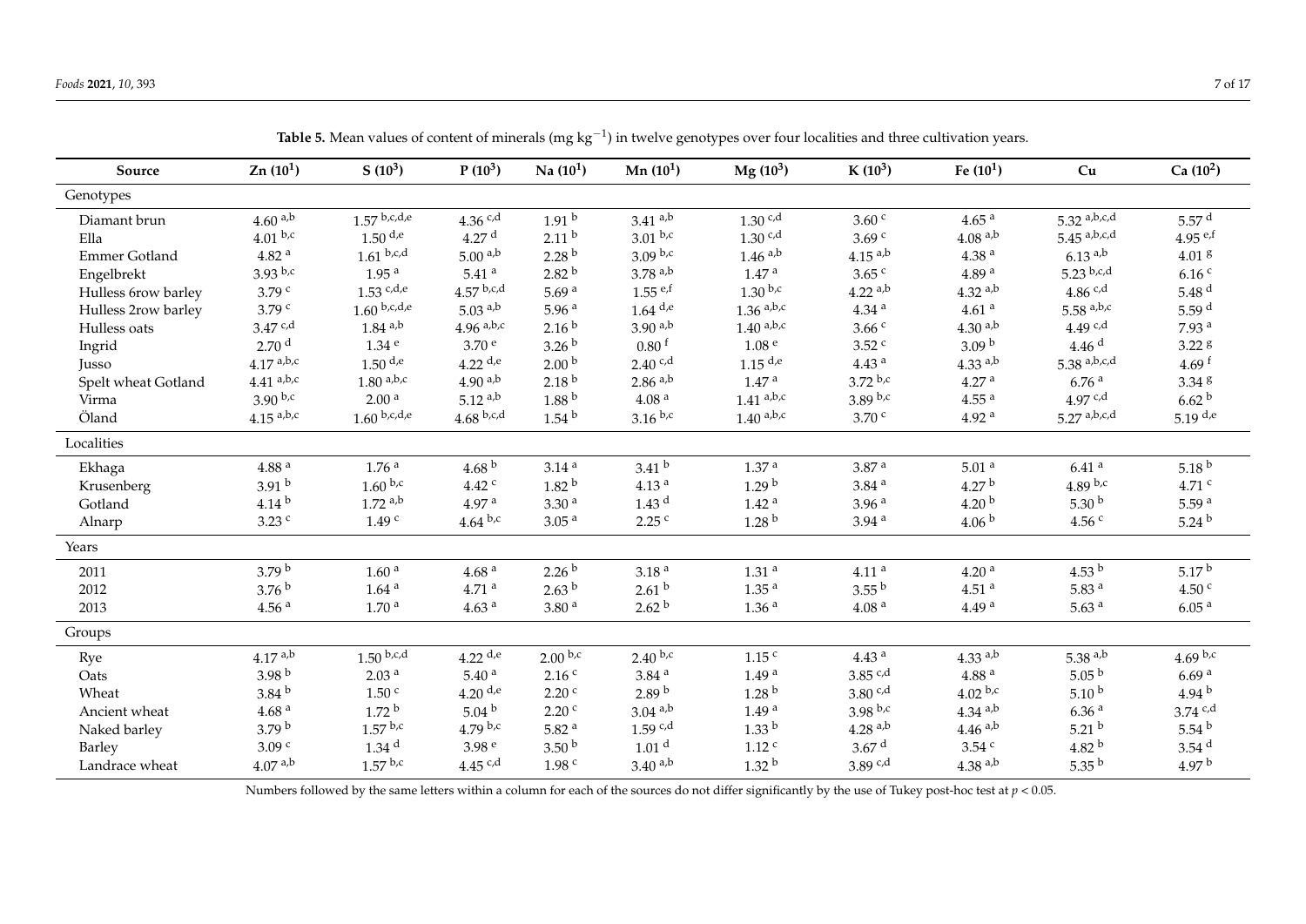**Table 5.** Mean values of content of minerals (mg kg$^{-1}$) in twelve genotypes over four localities and three cultivation years.

| Source | Zn ($10^1$) | S ($10^3$) | P ($10^3$) | Na ($10^1$) | Mn ($10^1$) | Mg ($10^3$) | K ($10^3$) | Fe ($10^1$) | Cu | Ca ($10^2$) |
|---|---|---|---|---|---|---|---|---|---|---|
| Genotypes | | | | | | | | | | |
| Diamant brun | 4.60 $^{a,b}$ | 1.57 $^{b,c,d,e}$ | 4.36 $^{c,d}$ | 1.91 $^{b}$ | 3.41 $^{a,b}$ | 1.30 $^{c,d}$ | 3.60 $^{c}$ | 4.65 $^{a}$ | 5.32 $^{a,b,c,d}$ | 5.57 $^{d}$ |
| Ella | 4.01 $^{b,c}$ | 1.50 $^{d,e}$ | 4.27 $^{d}$ | 2.11 $^{b}$ | 3.01 $^{b,c}$ | 1.30 $^{c,d}$ | 3.69 $^{c}$ | 4.08 $^{a,b}$ | 5.45 $^{a,b,c,d}$ | 4.95 $^{e,f}$ |
| Emmer Gotland | 4.82 $^{a}$ | 1.61 $^{b,c,d}$ | 5.00 $^{a,b}$ | 2.28 $^{b}$ | 3.09 $^{b,c}$ | 1.46 $^{a,b}$ | 4.15 $^{a,b}$ | 4.38 $^{a}$ | 6.13 $^{a,b}$ | 4.01 $^{g}$ |
| Engelbrekt | 3.93 $^{b,c}$ | 1.95 $^{a}$ | 5.41 $^{a}$ | 2.82 $^{b}$ | 3.78 $^{a,b}$ | 1.47 $^{a}$ | 3.65 $^{c}$ | 4.89 $^{a}$ | 5.23 $^{b,c,d}$ | 6.16 $^{c}$ |
| Hulless 6row barley | 3.79 $^{c}$ | 1.53 $^{c,d,e}$ | 4.57 $^{b,c,d}$ | 5.69 $^{a}$ | 1.55 $^{e,f}$ | 1.30 $^{b,c}$ | 4.22 $^{a,b}$ | 4.32 $^{a,b}$ | 4.86 $^{c,d}$ | 5.48 $^{d}$ |
| Hulless 2row barley | 3.79 $^{c}$ | 1.60 $^{b,c,d,e}$ | 5.03 $^{a,b}$ | 5.96 $^{a}$ | 1.64 $^{d,e}$ | 1.36 $^{a,b,c}$ | 4.34 $^{a}$ | 4.61 $^{a}$ | 5.58 $^{a,b,c}$ | 5.59 $^{d}$ |
| Hulless oats | 3.47 $^{c,d}$ | 1.84 $^{a,b}$ | 4.96 $^{a,b,c}$ | 2.16 $^{b}$ | 3.90 $^{a,b}$ | 1.40 $^{a,b,c}$ | 3.66 $^{c}$ | 4.30 $^{a,b}$ | 4.49 $^{c,d}$ | 7.93 $^{a}$ |
| Ingrid | 2.70 $^{d}$ | 1.34 $^{e}$ | 3.70 $^{e}$ | 3.26 $^{b}$ | 0.80 $^{f}$ | 1.08 $^{e}$ | 3.52 $^{c}$ | 3.09 $^{b}$ | 4.46 $^{d}$ | 3.22 $^{g}$ |
| Jusso | 4.17 $^{a,b,c}$ | 1.50 $^{d,e}$ | 4.22 $^{d,e}$ | 2.00 $^{b}$ | 2.40 $^{c,d}$ | 1.15 $^{d,e}$ | 4.43 $^{a}$ | 4.33 $^{a,b}$ | 5.38 $^{a,b,c,d}$ | 4.69 $^{f}$ |
| Spelt wheat Gotland | 4.41 $^{a,b,c}$ | 1.80 $^{a,b,c}$ | 4.90 $^{a,b}$ | 2.18 $^{b}$ | 2.86 $^{a,b}$ | 1.47 $^{a}$ | 3.72 $^{b,c}$ | 4.27 $^{a}$ | 6.76 $^{a}$ | 3.34 $^{g}$ |
| Virma | 3.90 $^{b,c}$ | 2.00 $^{a}$ | 5.12 $^{a,b}$ | 1.88 $^{b}$ | 4.08 $^{a}$ | 1.41 $^{a,b,c}$ | 3.89 $^{b,c}$ | 4.55 $^{a}$ | 4.97 $^{c,d}$ | 6.62 $^{b}$ |
| Öland | 4.15 $^{a,b,c}$ | 1.60 $^{b,c,d,e}$ | 4.68 $^{b,c,d}$ | 1.54 $^{b}$ | 3.16 $^{b,c}$ | 1.40 $^{a,b,c}$ | 3.70 $^{c}$ | 4.92 $^{a}$ | 5.27 $^{a,b,c,d}$ | 5.19 $^{d,e}$ |
| Localities | | | | | | | | | | |
| Ekhaga | 4.88 $^{a}$ | 1.76 $^{a}$ | 4.68 $^{b}$ | 3.14 $^{a}$ | 3.41 $^{b}$ | 1.37 $^{a}$ | 3.87 $^{a}$ | 5.01 $^{a}$ | 6.41 $^{a}$ | 5.18 $^{b}$ |
| Krusenberg | 3.91 $^{b}$ | 1.60 $^{b,c}$ | 4.42 $^{c}$ | 1.82 $^{b}$ | 4.13 $^{a}$ | 1.29 $^{b}$ | 3.84 $^{a}$ | 4.27 $^{b}$ | 4.89 $^{b,c}$ | 4.71 $^{c}$ |
| Gotland | 4.14 $^{b}$ | 1.72 $^{a,b}$ | 4.97 $^{a}$ | 3.30 $^{a}$ | 1.43 $^{d}$ | 1.42 $^{a}$ | 3.96 $^{a}$ | 4.20 $^{b}$ | 5.30 $^{b}$ | 5.59 $^{a}$ |
| Alnarp | 3.23 $^{c}$ | 1.49 $^{c}$ | 4.64 $^{b,c}$ | 3.05 $^{a}$ | 2.25 $^{c}$ | 1.28 $^{b}$ | 3.94 $^{a}$ | 4.06 $^{b}$ | 4.56 $^{c}$ | 5.24 $^{b}$ |
| Years | | | | | | | | | | |
| 2011 | 3.79 $^{b}$ | 1.60 $^{a}$ | 4.68 $^{a}$ | 2.26 $^{b}$ | 3.18 $^{a}$ | 1.31 $^{a}$ | 4.11 $^{a}$ | 4.20 $^{a}$ | 4.53 $^{b}$ | 5.17 $^{b}$ |
| 2012 | 3.76 $^{b}$ | 1.64 $^{a}$ | 4.71 $^{a}$ | 2.63 $^{b}$ | 2.61 $^{b}$ | 1.35 $^{a}$ | 3.55 $^{b}$ | 4.51 $^{a}$ | 5.83 $^{a}$ | 4.50 $^{c}$ |
| 2013 | 4.56 $^{a}$ | 1.70 $^{a}$ | 4.63 $^{a}$ | 3.80 $^{a}$ | 2.62 $^{b}$ | 1.36 $^{a}$ | 4.08 $^{a}$ | 4.49 $^{a}$ | 5.63 $^{a}$ | 6.05 $^{a}$ |
| Groups | | | | | | | | | | |
| Rye | 4.17 $^{a,b}$ | 1.50 $^{b,c,d}$ | 4.22 $^{d,e}$ | 2.00 $^{b,c}$ | 2.40 $^{b,c}$ | 1.15 $^{c}$ | 4.43 $^{a}$ | 4.33 $^{a,b}$ | 5.38 $^{a,b}$ | 4.69 $^{b,c}$ |
| Oats | 3.98 $^{b}$ | 2.03 $^{a}$ | 5.40 $^{a}$ | 2.16 $^{c}$ | 3.84 $^{a}$ | 1.49 $^{a}$ | 3.85 $^{c,d}$ | 4.88 $^{a}$ | 5.05 $^{b}$ | 6.69 $^{a}$ |
| Wheat | 3.84 $^{b}$ | 1.50 $^{c}$ | 4.20 $^{d,e}$ | 2.20 $^{c}$ | 2.89 $^{b}$ | 1.28 $^{b}$ | 3.80 $^{c,d}$ | 4.02 $^{b,c}$ | 5.10 $^{b}$ | 4.94 $^{b}$ |
| Ancient wheat | 4.68 $^{a}$ | 1.72 $^{b}$ | 5.04 $^{b}$ | 2.20 $^{c}$ | 3.04 $^{a,b}$ | 1.49 $^{a}$ | 3.98 $^{b,c}$ | 4.34 $^{a,b}$ | 6.36 $^{a}$ | 3.74 $^{c,d}$ |
| Naked barley | 3.79 $^{b}$ | 1.57 $^{b,c}$ | 4.79 $^{b,c}$ | 5.82 $^{a}$ | 1.59 $^{c,d}$ | 1.33 $^{b}$ | 4.28 $^{a,b}$ | 4.46 $^{a,b}$ | 5.21 $^{b}$ | 5.54 $^{b}$ |
| Barley | 3.09 $^{c}$ | 1.34 $^{d}$ | 3.98 $^{e}$ | 3.50 $^{b}$ | 1.01 $^{d}$ | 1.12 $^{c}$ | 3.67 $^{d}$ | 3.54 $^{c}$ | 4.82 $^{b}$ | 3.54 $^{d}$ |
| Landrace wheat | 4.07 $^{a,b}$ | 1.57 $^{b,c}$ | 4.45 $^{c,d}$ | 1.98 $^{c}$ | 3.40 $^{a,b}$ | 1.32 $^{b}$ | 3.89 $^{c,d}$ | 4.38 $^{a,b}$ | 5.35 $^{b}$ | 4.97 $^{b}$ |

Numbers followed by the same letters within a column for each of the sources do not differ significantly by the use of Tukey post-hoc test at $p < 0.05$.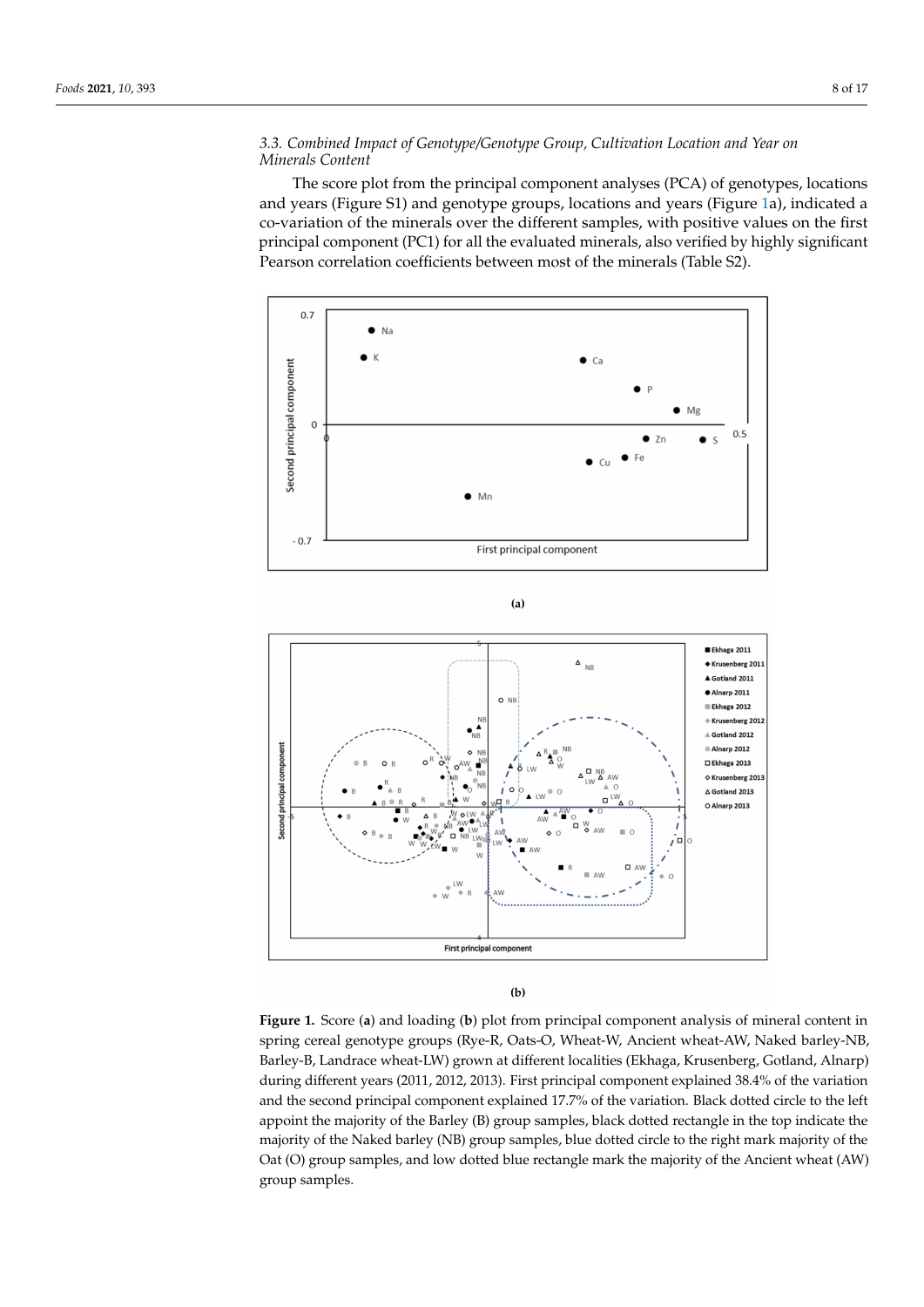### 3.3. Combined Impact of Genotype/Genotype Group, Cultivation Location and Year on Minerals Content

The score plot from the principal component analyses (PCA) of genotypes, locations and years (Figure S1) and genotype groups, locations and years (Figure 1a), indicated a co-variation of the minerals over the different samples, with positive values on the first principal component (PC1) for all the evaluated minerals, also verified by highly significant Pearson correlation coefficients between most of the minerals (Table S2).

**Figure 1.** Score (**a**) and loading (**b**) plot from principal component analysis of mineral content in spring cereal genotype groups (Rye-R, Oats-O, Wheat-W, Ancient wheat-AW, Naked barley-NB, Barley-B, Landrace wheat-LW) grown at different localities (Ekhaga, Krusenberg, Gotland, Alnarp) during different years (2011, 2012, 2013). First principal component explained 38.4% of the variation and the second principal component explained 17.7% of the variation. Black dotted circle to the left appoint the majority of the Barley (B) group samples, black dotted rectangle in the top indicate the majority of the Naked barley (NB) group samples, blue dotted circle to the right mark majority of the Oat (O) group samples, and low dotted blue rectangle mark the majority of the Ancient wheat (AW) group samples.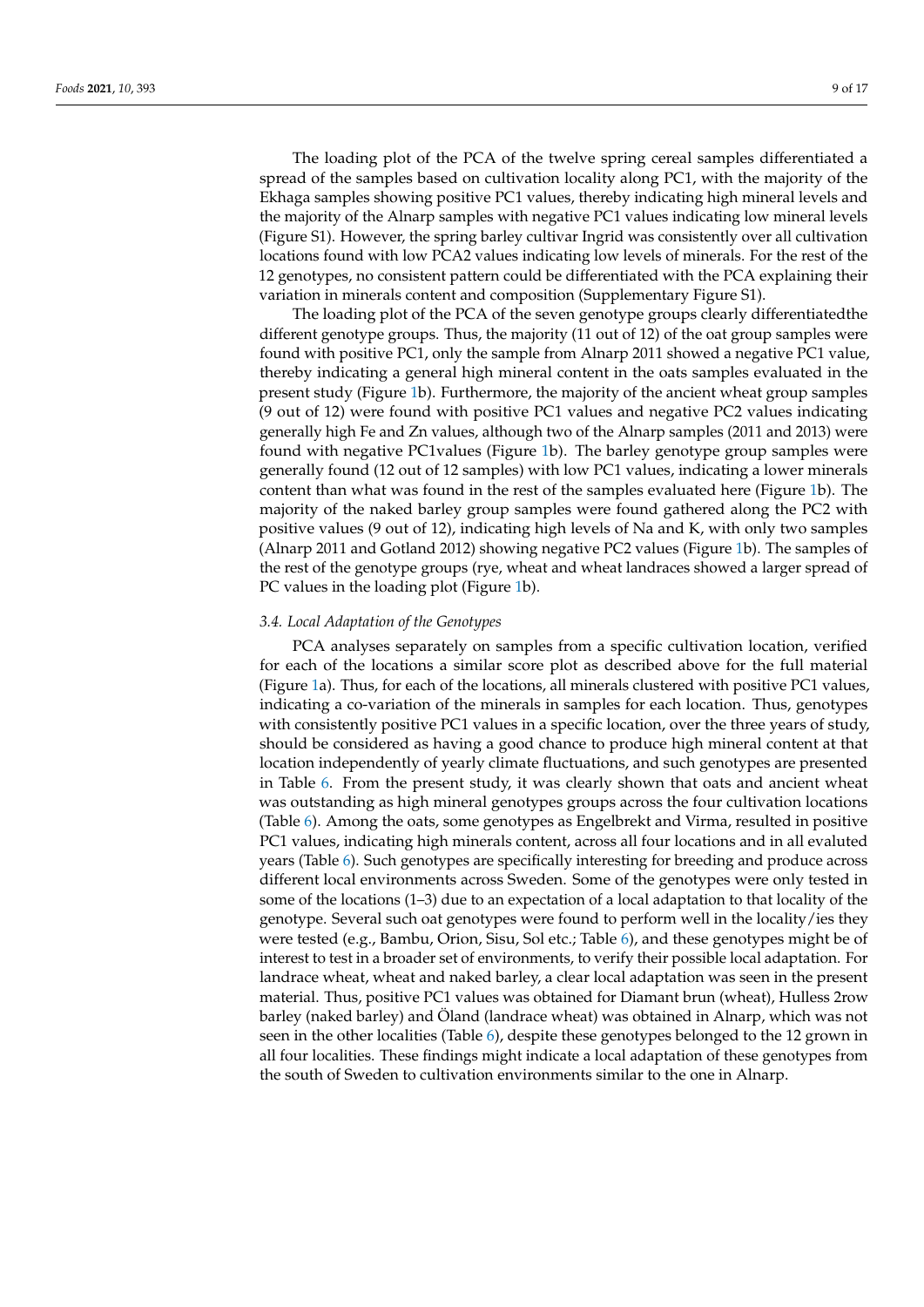The loading plot of the PCA of the twelve spring cereal samples differentiated a spread of the samples based on cultivation locality along PC1, with the majority of the Ekhaga samples showing positive PC1 values, thereby indicating high mineral levels and the majority of the Alnarp samples with negative PC1 values indicating low mineral levels (Figure S1). However, the spring barley cultivar Ingrid was consistently over all cultivation locations found with low PCA2 values indicating low levels of minerals. For the rest of the 12 genotypes, no consistent pattern could be differentiated with the PCA explaining their variation in minerals content and composition (Supplementary Figure S1).

The loading plot of the PCA of the seven genotype groups clearly differentiatedthe different genotype groups. Thus, the majority (11 out of 12) of the oat group samples were found with positive PC1, only the sample from Alnarp 2011 showed a negative PC1 value, thereby indicating a general high mineral content in the oats samples evaluated in the present study (Figure 1b). Furthermore, the majority of the ancient wheat group samples (9 out of 12) were found with positive PC1 values and negative PC2 values indicating generally high Fe and Zn values, although two of the Alnarp samples (2011 and 2013) were found with negative PC1values (Figure 1b). The barley genotype group samples were generally found (12 out of 12 samples) with low PC1 values, indicating a lower minerals content than what was found in the rest of the samples evaluated here (Figure 1b). The majority of the naked barley group samples were found gathered along the PC2 with positive values (9 out of 12), indicating high levels of Na and K, with only two samples (Alnarp 2011 and Gotland 2012) showing negative PC2 values (Figure 1b). The samples of the rest of the genotype groups (rye, wheat and wheat landraces showed a larger spread of PC values in the loading plot (Figure 1b).

### *3.4. Local Adaptation of the Genotypes*

PCA analyses separately on samples from a specific cultivation location, verified for each of the locations a similar score plot as described above for the full material (Figure 1a). Thus, for each of the locations, all minerals clustered with positive PC1 values, indicating a co-variation of the minerals in samples for each location. Thus, genotypes with consistently positive PC1 values in a specific location, over the three years of study, should be considered as having a good chance to produce high mineral content at that location independently of yearly climate fluctuations, and such genotypes are presented in Table 6. From the present study, it was clearly shown that oats and ancient wheat was outstanding as high mineral genotypes groups across the four cultivation locations (Table 6). Among the oats, some genotypes as Engelbrekt and Virma, resulted in positive PC1 values, indicating high minerals content, across all four locations and in all evaluted years (Table 6). Such genotypes are specifically interesting for breeding and produce across different local environments across Sweden. Some of the genotypes were only tested in some of the locations (1–3) due to an expectation of a local adaptation to that locality of the genotype. Several such oat genotypes were found to perform well in the locality/ies they were tested (e.g., Bambu, Orion, Sisu, Sol etc.; Table 6), and these genotypes might be of interest to test in a broader set of environments, to verify their possible local adaptation. For landrace wheat, wheat and naked barley, a clear local adaptation was seen in the present material. Thus, positive PC1 values was obtained for Diamant brun (wheat), Hulless 2row barley (naked barley) and Öland (landrace wheat) was obtained in Alnarp, which was not seen in the other localities (Table 6), despite these genotypes belonged to the 12 grown in all four localities. These findings might indicate a local adaptation of these genotypes from the south of Sweden to cultivation environments similar to the one in Alnarp.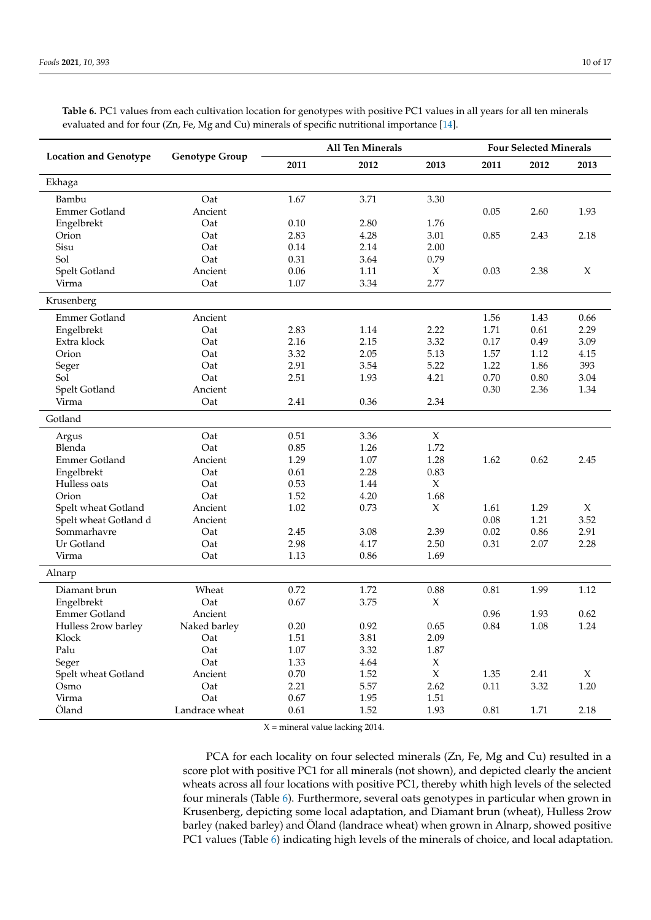**Table 6.** PC1 values from each cultivation location for genotypes with positive PC1 values in all years for all ten minerals evaluated and for four (Zn, Fe, Mg and Cu) minerals of specific nutritional importance [14].

| Location and Genotype | Genotype Group | All Ten Minerals | | | Four Selected Minerals | | |
|---|---|---|---|---|---|---|---|
| | | 2011 | 2012 | 2013 | 2011 | 2012 | 2013 |
| Ekhaga | | | | | | | |
| Bambu | Oat | 1.67 | 3.71 | 3.30 | | | |
| Emmer Gotland | Ancient | | | | 0.05 | 2.60 | 1.93 |
| Engelbrekt | Oat | 0.10 | 2.80 | 1.76 | | | |
| Orion | Oat | 2.83 | 4.28 | 3.01 | 0.85 | 2.43 | 2.18 |
| Sisu | Oat | 0.14 | 2.14 | 2.00 | | | |
| Sol | Oat | 0.31 | 3.64 | 0.79 | | | |
| Spelt Gotland | Ancient | 0.06 | 1.11 | X | 0.03 | 2.38 | X |
| Virma | Oat | 1.07 | 3.34 | 2.77 | | | |
| Krusenberg | | | | | | | |
| Emmer Gotland | Ancient | | | | 1.56 | 1.43 | 0.66 |
| Engelbrekt | Oat | 2.83 | 1.14 | 2.22 | 1.71 | 0.61 | 2.29 |
| Extra klock | Oat | 2.16 | 2.15 | 3.32 | 0.17 | 0.49 | 3.09 |
| Orion | Oat | 3.32 | 2.05 | 5.13 | 1.57 | 1.12 | 4.15 |
| Seger | Oat | 2.91 | 3.54 | 5.22 | 1.22 | 1.86 | 393 |
| Sol | Oat | 2.51 | 1.93 | 4.21 | 0.70 | 0.80 | 3.04 |
| Spelt Gotland | Ancient | | | | 0.30 | 2.36 | 1.34 |
| Virma | Oat | 2.41 | 0.36 | 2.34 | | | |
| Gotland | | | | | | | |
| Argus | Oat | 0.51 | 3.36 | X | | | |
| Blenda | Oat | 0.85 | 1.26 | 1.72 | | | |
| Emmer Gotland | Ancient | 1.29 | 1.07 | 1.28 | 1.62 | 0.62 | 2.45 |
| Engelbrekt | Oat | 0.61 | 2.28 | 0.83 | | | |
| Hulless oats | Oat | 0.53 | 1.44 | X | | | |
| Orion | Oat | 1.52 | 4.20 | 1.68 | | | |
| Spelt wheat Gotland | Ancient | 1.02 | 0.73 | X | 1.61 | 1.29 | X |
| Spelt wheat Gotland d | Ancient | | | | 0.08 | 1.21 | 3.52 |
| Sommarhavre | Oat | 2.45 | 3.08 | 2.39 | 0.02 | 0.86 | 2.91 |
| Ur Gotland | Oat | 2.98 | 4.17 | 2.50 | 0.31 | 2.07 | 2.28 |
| Virma | Oat | 1.13 | 0.86 | 1.69 | | | |
| Alnarp | | | | | | | |
| Diamant brun | Wheat | 0.72 | 1.72 | 0.88 | 0.81 | 1.99 | 1.12 |
| Engelbrekt | Oat | 0.67 | 3.75 | X | | | |
| Emmer Gotland | Ancient | | | | 0.96 | 1.93 | 0.62 |
| Hulless 2row barley | Naked barley | 0.20 | 0.92 | 0.65 | 0.84 | 1.08 | 1.24 |
| Klock | Oat | 1.51 | 3.81 | 2.09 | | | |
| Palu | Oat | 1.07 | 3.32 | 1.87 | | | |
| Seger | Oat | 1.33 | 4.64 | X | | | |
| Spelt wheat Gotland | Ancient | 0.70 | 1.52 | X | 1.35 | 2.41 | X |
| Osmo | Oat | 2.21 | 5.57 | 2.62 | 0.11 | 3.32 | 1.20 |
| Virma | Oat | 0.67 | 1.95 | 1.51 | | | |
| Öland | Landrace wheat | 0.61 | 1.52 | 1.93 | 0.81 | 1.71 | 2.18 |

X = mineral value lacking 2014.

PCA for each locality on four selected minerals (Zn, Fe, Mg and Cu) resulted in a score plot with positive PC1 for all minerals (not shown), and depicted clearly the ancient wheats across all four locations with positive PC1, thereby whith high levels of the selected four minerals (Table 6). Furthermore, several oats genotypes in particular when grown in Krusenberg, depicting some local adaptation, and Diamant brun (wheat), Hulless 2row barley (naked barley) and Öland (landrace wheat) when grown in Alnarp, showed positive PC1 values (Table 6) indicating high levels of the minerals of choice, and local adaptation.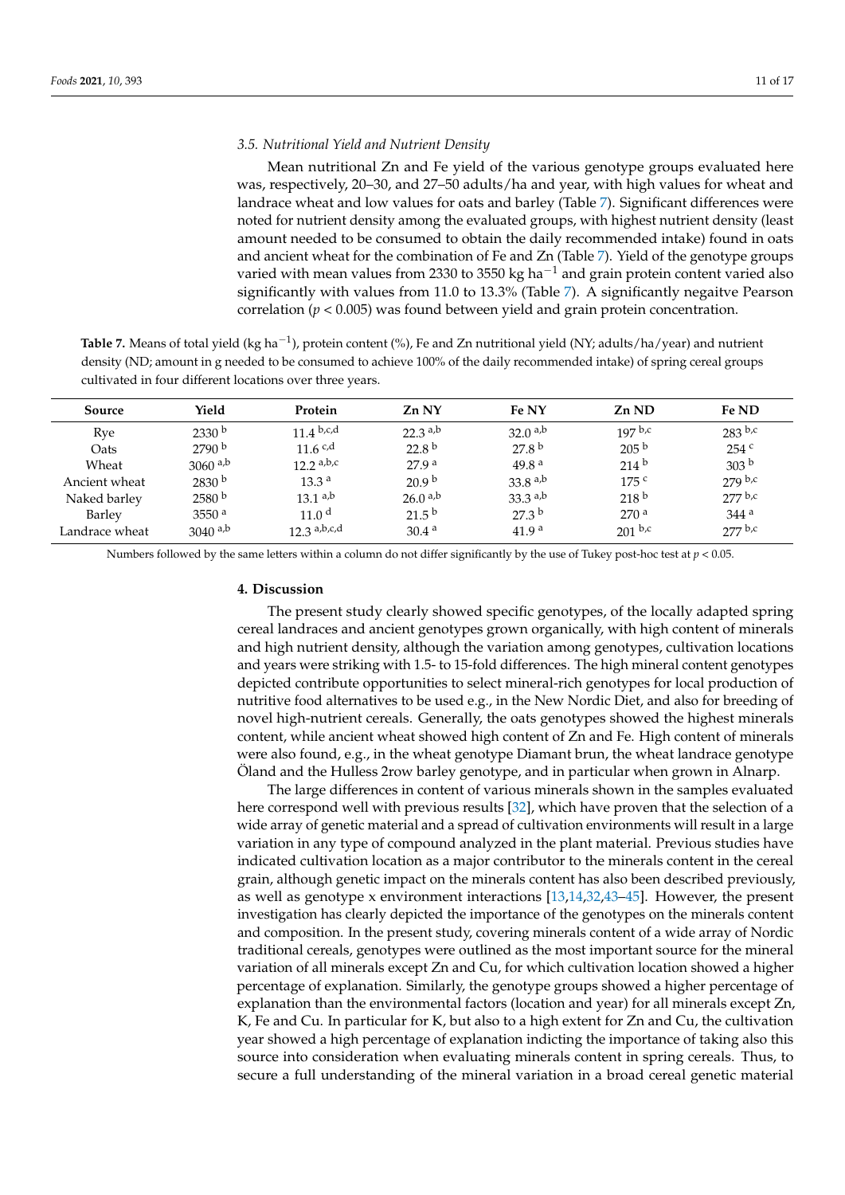### 3.5. Nutritional Yield and Nutrient Density

Mean nutritional Zn and Fe yield of the various genotype groups evaluated here was, respectively, 20–30, and 27–50 adults/ha and year, with high values for wheat and landrace wheat and low values for oats and barley (Table 7). Significant differences were noted for nutrient density among the evaluated groups, with highest nutrient density (least amount needed to be consumed to obtain the daily recommended intake) found in oats and ancient wheat for the combination of Fe and Zn (Table 7). Yield of the genotype groups varied with mean values from 2330 to 3550 kg ha$^{-1}$ and grain protein content varied also significantly with values from 11.0 to 13.3% (Table 7). A significantly negaitve Pearson correlation ($p < 0.005$) was found between yield and grain protein concentration.

**Table 7.** Means of total yield (kg ha$^{-1}$), protein content (%), Fe and Zn nutritional yield (NY; adults/ha/year) and nutrient density (ND; amount in g needed to be consumed to achieve 100% of the daily recommended intake) of spring cereal groups cultivated in four different locations over three years.

| Source | Yield | Protein | Zn NY | Fe NY | Zn ND | Fe ND |
|---|---|---|---|---|---|---|
| Rye | 2330 $^{b}$ | 11.4 $^{b,c,d}$ | 22.3 $^{a,b}$ | 32.0 $^{a,b}$ | 197 $^{b,c}$ | 283 $^{b,c}$ |
| Oats | 2790 $^{b}$ | 11.6 $^{c,d}$ | 22.8 $^{b}$ | 27.8 $^{b}$ | 205 $^{b}$ | 254 $^{c}$ |
| Wheat | 3060 $^{a,b}$ | 12.2 $^{a,b,c}$ | 27.9 $^{a}$ | 49.8 $^{a}$ | 214 $^{b}$ | 303 $^{b}$ |
| Ancient wheat | 2830 $^{b}$ | 13.3 $^{a}$ | 20.9 $^{b}$ | 33.8 $^{a,b}$ | 175 $^{c}$ | 279 $^{b,c}$ |
| Naked barley | 2580 $^{b}$ | 13.1 $^{a,b}$ | 26.0 $^{a,b}$ | 33.3 $^{a,b}$ | 218 $^{b}$ | 277 $^{b,c}$ |
| Barley | 3550 $^{a}$ | 11.0 $^{d}$ | 21.5 $^{b}$ | 27.3 $^{b}$ | 270 $^{a}$ | 344 $^{a}$ |
| Landrace wheat | 3040 $^{a,b}$ | 12.3 $^{a,b,c,d}$ | 30.4 $^{a}$ | 41.9 $^{a}$ | 201 $^{b,c}$ | 277 $^{b,c}$ |

Numbers followed by the same letters within a column do not differ significantly by the use of Tukey post-hoc test at $p < 0.05$.

## 4. Discussion

The present study clearly showed specific genotypes, of the locally adapted spring cereal landraces and ancient genotypes grown organically, with high content of minerals and high nutrient density, although the variation among genotypes, cultivation locations and years were striking with 1.5- to 15-fold differences. The high mineral content genotypes depicted contribute opportunities to select mineral-rich genotypes for local production of nutritive food alternatives to be used e.g., in the New Nordic Diet, and also for breeding of novel high-nutrient cereals. Generally, the oats genotypes showed the highest minerals content, while ancient wheat showed high content of Zn and Fe. High content of minerals were also found, e.g., in the wheat genotype Diamant brun, the wheat landrace genotype Öland and the Hulless 2row barley genotype, and in particular when grown in Alnarp.

The large differences in content of various minerals shown in the samples evaluated here correspond well with previous results [32], which have proven that the selection of a wide array of genetic material and a spread of cultivation environments will result in a large variation in any type of compound analyzed in the plant material. Previous studies have indicated cultivation location as a major contributor to the minerals content in the cereal grain, although genetic impact on the minerals content has also been described previously, as well as genotype x environment interactions [13,14,32,43–45]. However, the present investigation has clearly depicted the importance of the genotypes on the minerals content and composition. In the present study, covering minerals content of a wide array of Nordic traditional cereals, genotypes were outlined as the most important source for the mineral variation of all minerals except Zn and Cu, for which cultivation location showed a higher percentage of explanation. Similarly, the genotype groups showed a higher percentage of explanation than the environmental factors (location and year) for all minerals except Zn, K, Fe and Cu. In particular for K, but also to a high extent for Zn and Cu, the cultivation year showed a high percentage of explanation indicting the importance of taking also this source into consideration when evaluating minerals content in spring cereals. Thus, to secure a full understanding of the mineral variation in a broad cereal genetic material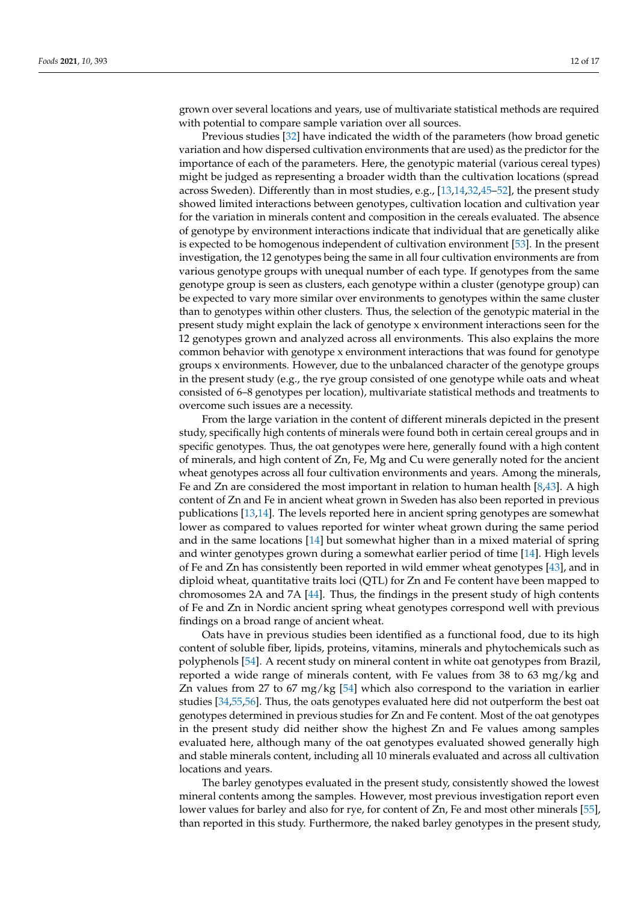grown over several locations and years, use of multivariate statistical methods are required with potential to compare sample variation over all sources.

Previous studies [32] have indicated the width of the parameters (how broad genetic variation and how dispersed cultivation environments that are used) as the predictor for the importance of each of the parameters. Here, the genotypic material (various cereal types) might be judged as representing a broader width than the cultivation locations (spread across Sweden). Differently than in most studies, e.g., [13,14,32,45–52], the present study showed limited interactions between genotypes, cultivation location and cultivation year for the variation in minerals content and composition in the cereals evaluated. The absence of genotype by environment interactions indicate that individual that are genetically alike is expected to be homogenous independent of cultivation environment [53]. In the present investigation, the 12 genotypes being the same in all four cultivation environments are from various genotype groups with unequal number of each type. If genotypes from the same genotype group is seen as clusters, each genotype within a cluster (genotype group) can be expected to vary more similar over environments to genotypes within the same cluster than to genotypes within other clusters. Thus, the selection of the genotypic material in the present study might explain the lack of genotype x environment interactions seen for the 12 genotypes grown and analyzed across all environments. This also explains the more common behavior with genotype x environment interactions that was found for genotype groups x environments. However, due to the unbalanced character of the genotype groups in the present study (e.g., the rye group consisted of one genotype while oats and wheat consisted of 6–8 genotypes per location), multivariate statistical methods and treatments to overcome such issues are a necessity.

From the large variation in the content of different minerals depicted in the present study, specifically high contents of minerals were found both in certain cereal groups and in specific genotypes. Thus, the oat genotypes were here, generally found with a high content of minerals, and high content of Zn, Fe, Mg and Cu were generally noted for the ancient wheat genotypes across all four cultivation environments and years. Among the minerals, Fe and Zn are considered the most important in relation to human health [8,43]. A high content of Zn and Fe in ancient wheat grown in Sweden has also been reported in previous publications [13,14]. The levels reported here in ancient spring genotypes are somewhat lower as compared to values reported for winter wheat grown during the same period and in the same locations [14] but somewhat higher than in a mixed material of spring and winter genotypes grown during a somewhat earlier period of time [14]. High levels of Fe and Zn has consistently been reported in wild emmer wheat genotypes [43], and in diploid wheat, quantitative traits loci (QTL) for Zn and Fe content have been mapped to chromosomes 2A and 7A [44]. Thus, the findings in the present study of high contents of Fe and Zn in Nordic ancient spring wheat genotypes correspond well with previous findings on a broad range of ancient wheat.

Oats have in previous studies been identified as a functional food, due to its high content of soluble fiber, lipids, proteins, vitamins, minerals and phytochemicals such as polyphenols [54]. A recent study on mineral content in white oat genotypes from Brazil, reported a wide range of minerals content, with Fe values from 38 to 63 mg/kg and Zn values from 27 to 67 mg/kg [54] which also correspond to the variation in earlier studies [34,55,56]. Thus, the oats genotypes evaluated here did not outperform the best oat genotypes determined in previous studies for Zn and Fe content. Most of the oat genotypes in the present study did neither show the highest Zn and Fe values among samples evaluated here, although many of the oat genotypes evaluated showed generally high and stable minerals content, including all 10 minerals evaluated and across all cultivation locations and years.

The barley genotypes evaluated in the present study, consistently showed the lowest mineral contents among the samples. However, most previous investigation report even lower values for barley and also for rye, for content of Zn, Fe and most other minerals [55], than reported in this study. Furthermore, the naked barley genotypes in the present study,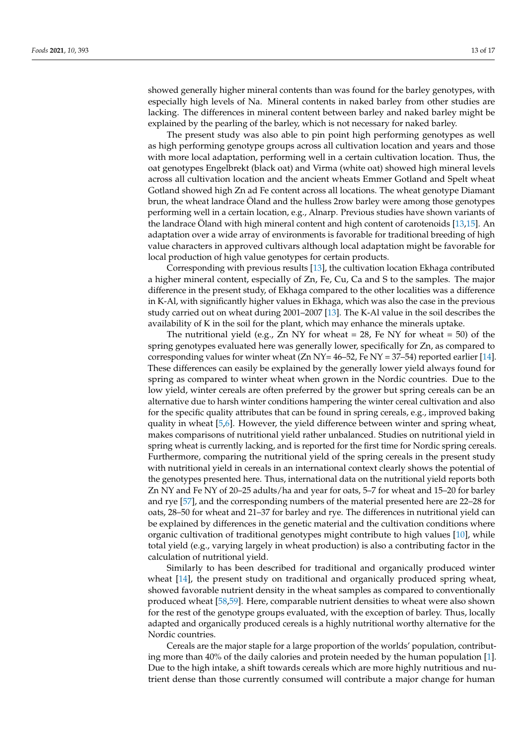showed generally higher mineral contents than was found for the barley genotypes, with especially high levels of Na. Mineral contents in naked barley from other studies are lacking. The differences in mineral content between barley and naked barley might be explained by the pearling of the barley, which is not necessary for naked barley.

The present study was also able to pin point high performing genotypes as well as high performing genotype groups across all cultivation location and years and those with more local adaptation, performing well in a certain cultivation location. Thus, the oat genotypes Engelbrekt (black oat) and Virma (white oat) showed high mineral levels across all cultivation location and the ancient wheats Emmer Gotland and Spelt wheat Gotland showed high Zn ad Fe content across all locations. The wheat genotype Diamant brun, the wheat landrace Öland and the hulless 2row barley were among those genotypes performing well in a certain location, e.g., Alnarp. Previous studies have shown variants of the landrace Öland with high mineral content and high content of carotenoids [13,15]. An adaptation over a wide array of environments is favorable for traditional breeding of high value characters in approved cultivars although local adaptation might be favorable for local production of high value genotypes for certain products.

Corresponding with previous results [13], the cultivation location Ekhaga contributed a higher mineral content, especially of Zn, Fe, Cu, Ca and S to the samples. The major difference in the present study, of Ekhaga compared to the other localities was a difference in K-Al, with significantly higher values in Ekhaga, which was also the case in the previous study carried out on wheat during 2001–2007 [13]. The K-Al value in the soil describes the availability of K in the soil for the plant, which may enhance the minerals uptake.

The nutritional yield (e.g., Zn NY for wheat = 28, Fe NY for wheat = 50) of the spring genotypes evaluated here was generally lower, specifically for Zn, as compared to corresponding values for winter wheat (Zn NY= 46–52, Fe NY = 37–54) reported earlier [14]. These differences can easily be explained by the generally lower yield always found for spring as compared to winter wheat when grown in the Nordic countries. Due to the low yield, winter cereals are often preferred by the grower but spring cereals can be an alternative due to harsh winter conditions hampering the winter cereal cultivation and also for the specific quality attributes that can be found in spring cereals, e.g., improved baking quality in wheat [5,6]. However, the yield difference between winter and spring wheat, makes comparisons of nutritional yield rather unbalanced. Studies on nutritional yield in spring wheat is currently lacking, and is reported for the first time for Nordic spring cereals. Furthermore, comparing the nutritional yield of the spring cereals in the present study with nutritional yield in cereals in an international context clearly shows the potential of the genotypes presented here. Thus, international data on the nutritional yield reports both Zn NY and Fe NY of 20–25 adults/ha and year for oats, 5–7 for wheat and 15–20 for barley and rye [57], and the corresponding numbers of the material presented here are 22–28 for oats, 28–50 for wheat and 21–37 for barley and rye. The differences in nutritional yield can be explained by differences in the genetic material and the cultivation conditions where organic cultivation of traditional genotypes might contribute to high values [10], while total yield (e.g., varying largely in wheat production) is also a contributing factor in the calculation of nutritional yield.

Similarly to has been described for traditional and organically produced winter wheat [14], the present study on traditional and organically produced spring wheat, showed favorable nutrient density in the wheat samples as compared to conventionally produced wheat [58,59]. Here, comparable nutrient densities to wheat were also shown for the rest of the genotype groups evaluated, with the exception of barley. Thus, locally adapted and organically produced cereals is a highly nutritional worthy alternative for the Nordic countries.

Cereals are the major staple for a large proportion of the worlds' population, contributing more than 40% of the daily calories and protein needed by the human population [1]. Due to the high intake, a shift towards cereals which are more highly nutritious and nutrient dense than those currently consumed will contribute a major change for human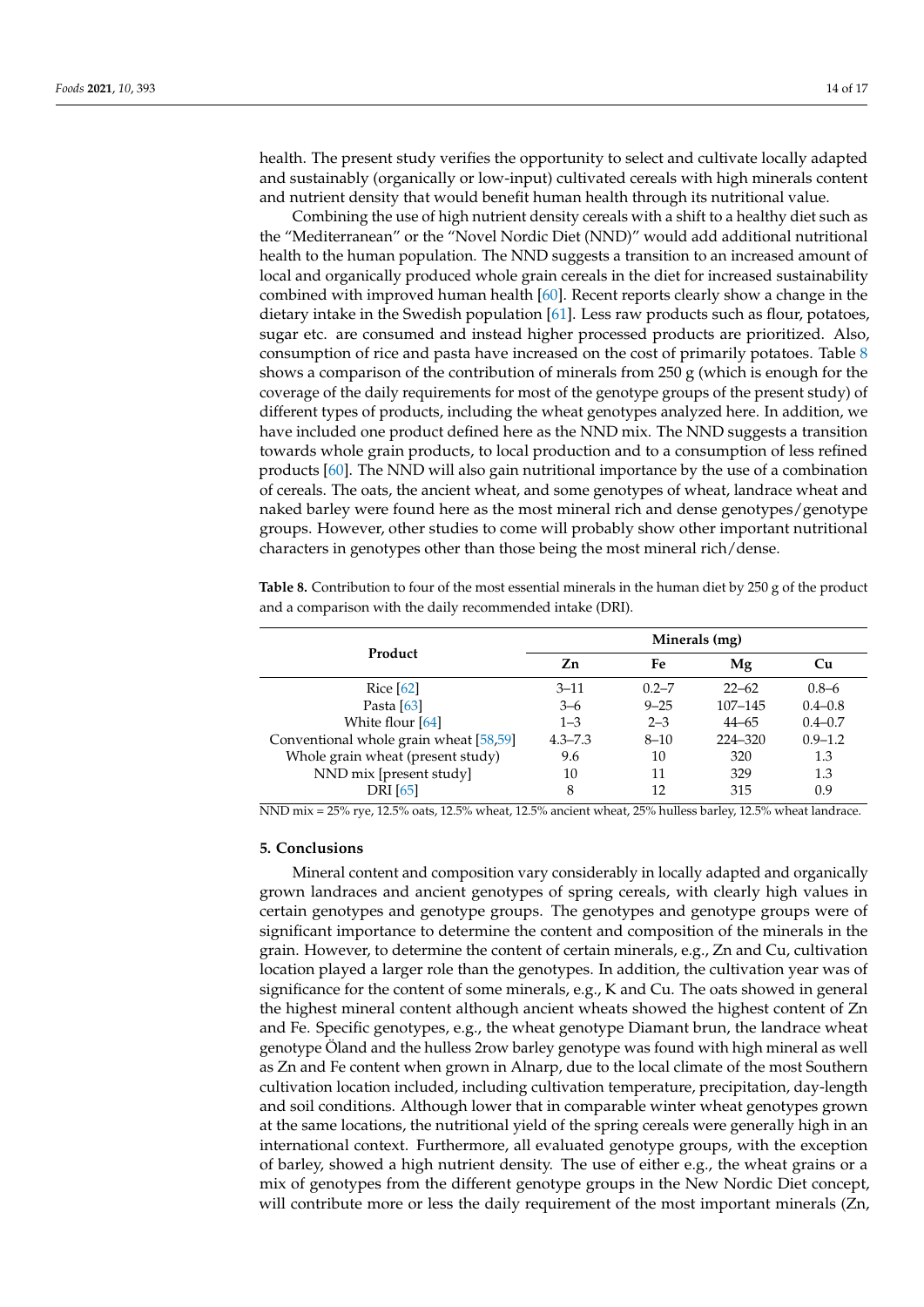health. The present study verifies the opportunity to select and cultivate locally adapted and sustainably (organically or low-input) cultivated cereals with high minerals content and nutrient density that would benefit human health through its nutritional value.

Combining the use of high nutrient density cereals with a shift to a healthy diet such as the "Mediterranean" or the "Novel Nordic Diet (NND)" would add additional nutritional health to the human population. The NND suggests a transition to an increased amount of local and organically produced whole grain cereals in the diet for increased sustainability combined with improved human health [60]. Recent reports clearly show a change in the dietary intake in the Swedish population [61]. Less raw products such as flour, potatoes, sugar etc. are consumed and instead higher processed products are prioritized. Also, consumption of rice and pasta have increased on the cost of primarily potatoes. Table 8 shows a comparison of the contribution of minerals from 250 g (which is enough for the coverage of the daily requirements for most of the genotype groups of the present study) of different types of products, including the wheat genotypes analyzed here. In addition, we have included one product defined here as the NND mix. The NND suggests a transition towards whole grain products, to local production and to a consumption of less refined products [60]. The NND will also gain nutritional importance by the use of a combination of cereals. The oats, the ancient wheat, and some genotypes of wheat, landrace wheat and naked barley were found here as the most mineral rich and dense genotypes/genotype groups. However, other studies to come will probably show other important nutritional characters in genotypes other than those being the most mineral rich/dense.

**Table 8.** Contribution to four of the most essential minerals in the human diet by 250 g of the product and a comparison with the daily recommended intake (DRI).

| Product | Minerals (mg) | | | |
|---|---|---|---|---|
| | Zn | Fe | Mg | Cu |
| Rice [62] | 3–11 | 0.2–7 | 22–62 | 0.8–6 |
| Pasta [63] | 3–6 | 9–25 | 107–145 | 0.4–0.8 |
| White flour [64] | 1–3 | 2–3 | 44–65 | 0.4–0.7 |
| Conventional whole grain wheat [58,59] | 4.3–7.3 | 8–10 | 224–320 | 0.9–1.2 |
| Whole grain wheat (present study) | 9.6 | 10 | 320 | 1.3 |
| NND mix [present study] | 10 | 11 | 329 | 1.3 |
| DRI [65] | 8 | 12 | 315 | 0.9 |

NND mix = 25% rye, 12.5% oats, 12.5% wheat, 12.5% ancient wheat, 25% hulless barley, 12.5% wheat landrace.

## 5. Conclusions

Mineral content and composition vary considerably in locally adapted and organically grown landraces and ancient genotypes of spring cereals, with clearly high values in certain genotypes and genotype groups. The genotypes and genotype groups were of significant importance to determine the content and composition of the minerals in the grain. However, to determine the content of certain minerals, e.g., Zn and Cu, cultivation location played a larger role than the genotypes. In addition, the cultivation year was of significance for the content of some minerals, e.g., K and Cu. The oats showed in general the highest mineral content although ancient wheats showed the highest content of Zn and Fe. Specific genotypes, e.g., the wheat genotype Diamant brun, the landrace wheat genotype Öland and the hulless 2row barley genotype was found with high mineral as well as Zn and Fe content when grown in Alnarp, due to the local climate of the most Southern cultivation location included, including cultivation temperature, precipitation, day-length and soil conditions. Although lower that in comparable winter wheat genotypes grown at the same locations, the nutritional yield of the spring cereals were generally high in an international context. Furthermore, all evaluated genotype groups, with the exception of barley, showed a high nutrient density. The use of either e.g., the wheat grains or a mix of genotypes from the different genotype groups in the New Nordic Diet concept, will contribute more or less the daily requirement of the most important minerals (Zn,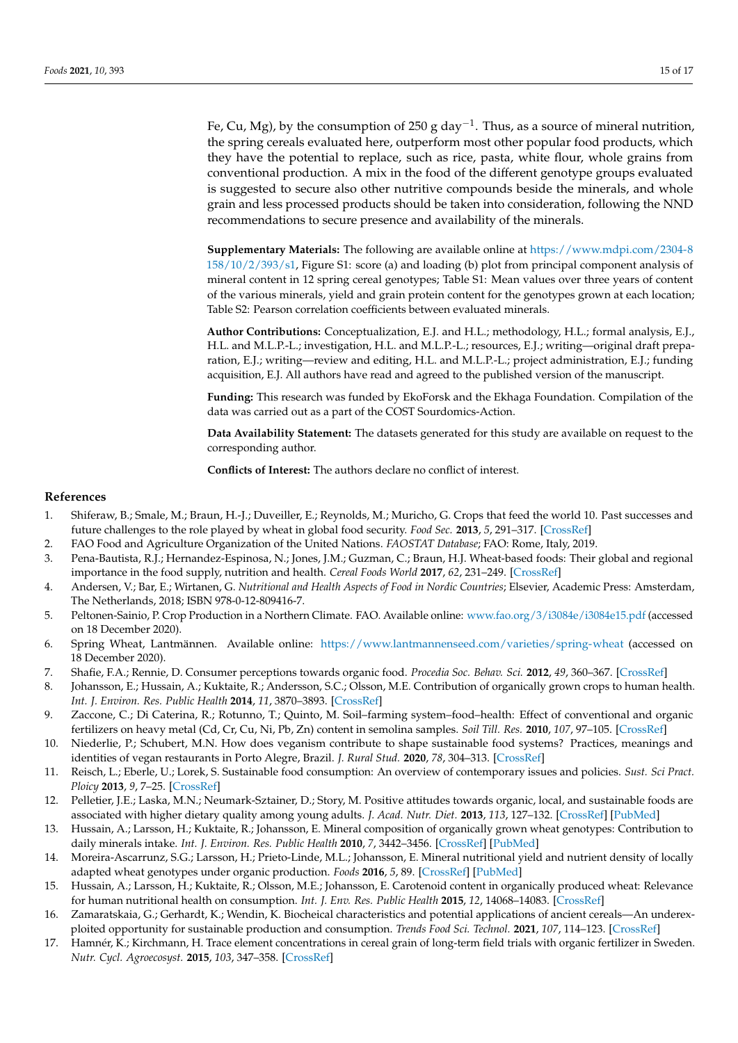Fe, Cu, Mg), by the consumption of 250 g day$^{-1}$. Thus, as a source of mineral nutrition, the spring cereals evaluated here, outperform most other popular food products, which they have the potential to replace, such as rice, pasta, white flour, whole grains from conventional production. A mix in the food of the different genotype groups evaluated is suggested to secure also other nutritive compounds beside the minerals, and whole grain and less processed products should be taken into consideration, following the NND recommendations to secure presence and availability of the minerals.

**Supplementary Materials:** The following are available online at https://www.mdpi.com/2304-8158/10/2/393/s1, Figure S1: score (a) and loading (b) plot from principal component analysis of mineral content in 12 spring cereal genotypes; Table S1: Mean values over three years of content of the various minerals, yield and grain protein content for the genotypes grown at each location; Table S2: Pearson correlation coefficients between evaluated minerals.

**Author Contributions:** Conceptualization, E.J. and H.L.; methodology, H.L.; formal analysis, E.J., H.L. and M.L.P.-L.; investigation, H.L. and M.L.P.-L.; resources, E.J.; writing—original draft preparation, E.J.; writing—review and editing, H.L. and M.L.P.-L.; project administration, E.J.; funding acquisition, E.J. All authors have read and agreed to the published version of the manuscript.

**Funding:** This research was funded by EkoForsk and the Ekhaga Foundation. Compilation of the data was carried out as a part of the COST Sourdomics-Action.

**Data Availability Statement:** The datasets generated for this study are available on request to the corresponding author.

**Conflicts of Interest:** The authors declare no conflict of interest.

## References

1. Shiferaw, B.; Smale, M.; Braun, H.-J.; Duveiller, E.; Reynolds, M.; Muricho, G. Crops that feed the world 10. Past successes and future challenges to the role played by wheat in global food security. *Food Sec.* **2013**, *5*, 291–317. [CrossRef]
2. FAO Food and Agriculture Organization of the United Nations. *FAOSTAT Database*; FAO: Rome, Italy, 2019.
3. Pena-Bautista, R.J.; Hernandez-Espinosa, N.; Jones, J.M.; Guzman, C.; Braun, H.J. Wheat-based foods: Their global and regional importance in the food supply, nutrition and health. *Cereal Foods World* **2017**, *62*, 231–249. [CrossRef]
4. Andersen, V.; Bar, E.; Wirtanen, G. *Nutritional and Health Aspects of Food in Nordic Countries*; Elsevier, Academic Press: Amsterdam, The Netherlands, 2018; ISBN 978-0-12-809416-7.
5. Peltonen-Sainio, P. Crop Production in a Northern Climate. FAO. Available online: www.fao.org/3/i3084e/i3084e15.pdf (accessed on 18 December 2020).
6. Spring Wheat, Lantmännen. Available online: https://www.lantmannenseed.com/varieties/spring-wheat (accessed on 18 December 2020).
7. Shafie, F.A.; Rennie, D. Consumer perceptions towards organic food. *Procedia Soc. Behav. Sci.* **2012**, *49*, 360–367. [CrossRef]
8. Johansson, E.; Hussain, A.; Kuktaite, R.; Andersson, S.C.; Olsson, M.E. Contribution of organically grown crops to human health. *Int. J. Environ. Res. Public Health* **2014**, *11*, 3870–3893. [CrossRef]
9. Zaccone, C.; Di Caterina, R.; Rotunno, T.; Quinto, M. Soil–farming system–food–health: Effect of conventional and organic fertilizers on heavy metal (Cd, Cr, Cu, Ni, Pb, Zn) content in semolina samples. *Soil Till. Res.* **2010**, *107*, 97–105. [CrossRef]
10. Niederlie, P.; Schubert, M.N. How does veganism contribute to shape sustainable food systems? Practices, meanings and identities of vegan restaurants in Porto Alegre, Brazil. *J. Rural Stud.* **2020**, *78*, 304–313. [CrossRef]
11. Reisch, L.; Eberle, U.; Lorek, S. Sustainable food consumption: An overview of contemporary issues and policies. *Sust. Sci Pract. Ploicy* **2013**, *9*, 7–25. [CrossRef]
12. Pelletier, J.E.; Laska, M.N.; Neumark-Sztainer, D.; Story, M. Positive attitudes towards organic, local, and sustainable foods are associated with higher dietary quality among young adults. *J. Acad. Nutr. Diet.* **2013**, *113*, 127–132. [CrossRef] [PubMed]
13. Hussain, A.; Larsson, H.; Kuktaite, R.; Johansson, E. Mineral composition of organically grown wheat genotypes: Contribution to daily minerals intake. *Int. J. Environ. Res. Public Health* **2010**, *7*, 3442–3456. [CrossRef] [PubMed]
14. Moreira-Ascarrunz, S.G.; Larsson, H.; Prieto-Linde, M.L.; Johansson, E. Mineral nutritional yield and nutrient density of locally adapted wheat genotypes under organic production. *Foods* **2016**, *5*, 89. [CrossRef] [PubMed]
15. Hussain, A.; Larsson, H.; Kuktaite, R.; Olsson, M.E.; Johansson, E. Carotenoid content in organically produced wheat: Relevance for human nutritional health on consumption. *Int. J. Env. Res. Public Health* **2015**, *12*, 14068–14083. [CrossRef]
16. Zamaratskaia, G.; Gerhardt, K.; Wendin, K. Biocheical characteristics and potential applications of ancient cereals—An underexploited opportunity for sustainable production and consumption. *Trends Food Sci. Technol.* **2021**, *107*, 114–123. [CrossRef]
17. Hamnér, K.; Kirchmann, H. Trace element concentrations in cereal grain of long-term field trials with organic fertilizer in Sweden. *Nutr. Cycl. Agroecosyst.* **2015**, *103*, 347–358. [CrossRef]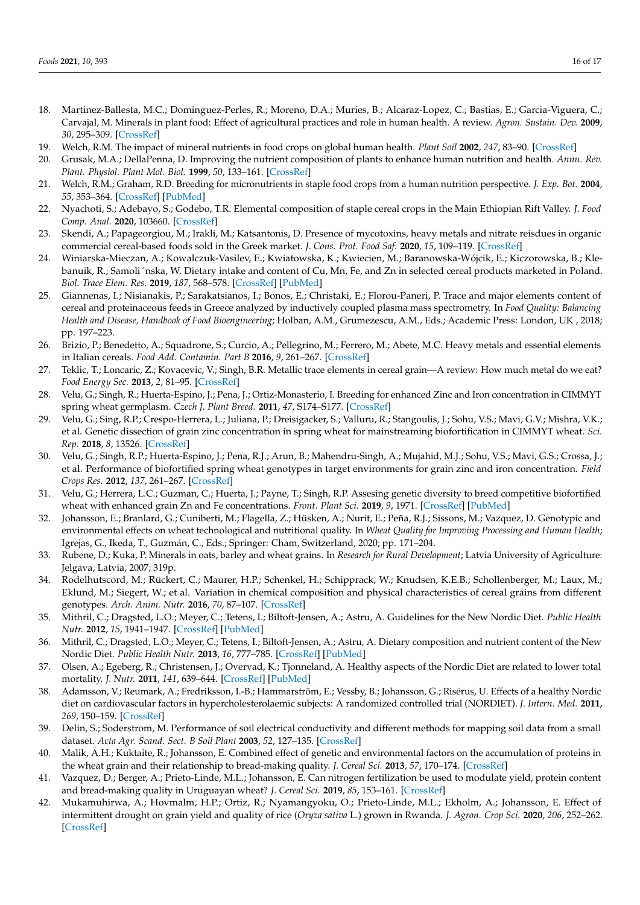18. Martinez-Ballesta, M.C.; Dominguez-Perles, R.; Moreno, D.A.; Muries, B.; Alcaraz-Lopez, C.; Bastias, E.; Garcia-Viguera, C.; Carvajal, M. Minerals in plant food: Effect of agricultural practices and role in human health. A review. *Agron. Sustain. Dev.* **2009**, *30*, 295–309. [CrossRef]
19. Welch, R.M. The impact of mineral nutrients in food crops on global human health. *Plant Soil* **2002**, *247*, 83–90. [CrossRef]
20. Grusak, M.A.; DellaPenna, D. Improving the nutrient composition of plants to enhance human nutrition and health. *Annu. Rev. Plant. Physiol. Plant Mol. Biol.* **1999**, *50*, 133–161. [CrossRef]
21. Welch, R.M.; Graham, R.D. Breeding for micronutrients in staple food crops from a human nutrition perspective. *J. Exp. Bot.* **2004**, *55*, 353–364. [CrossRef] [PubMed]
22. Nyachoti, S.; Adebayo, S.; Godebo, T.R. Elemental composition of staple cereal crops in the Main Ethiopian Rift Valley. *J. Food Comp. Anal.* **2020**, 103660. [CrossRef]
23. Skendi, A.; Papageorgiou, M.; Irakli, M.; Katsantonis, D. Presence of mycotoxins, heavy metals and nitrate reisdues in organic commercial cereal-based foods sold in the Greek market. *J. Cons. Prot. Food Saf.* **2020**, *15*, 109–119. [CrossRef]
24. Winiarska-Mieczan, A.; Kowalczuk-Vasilev, E.; Kwiatowska, K.; Kwiecien, M.; Baranowska-Wójcik, E.; Kiczorowska, B.; Klebanuik, R.; Samoli´nska, W. Dietary intake and content of Cu, Mn, Fe, and Zn in selected cereal products marketed in Poland. *Biol. Trace Elem. Res.* **2019**, *187*, 568–578. [CrossRef] [PubMed]
25. Giannenas, I.; Nisianakis, P.; Sarakatsianos, I.; Bonos, E.; Christaki, E.; Florou-Paneri, P. Trace and major elements content of cereal and proteinaceous feeds in Greece analyzed by inductively coupled plasma mass spectrometry. In *Food Quality: Balancing Health and Disease, Handbook of Food Bioengineering*; Holban, A.M., Grumezescu, A.M., Eds.; Academic Press: London, UK , 2018; pp. 197–223.
26. Brizio, P.; Benedetto, A.; Squadrone, S.; Curcio, A.; Pellegrino, M.; Ferrero, M.; Abete, M.C. Heavy metals and essential elements in Italian cereals. *Food Add. Contamin. Part B* **2016**, *9*, 261–267. [CrossRef]
27. Teklic, T.; Loncaric, Z.; Kovacevic, V.; Singh, B.R. Metallic trace elements in cereal grain—A review: How much metal do we eat? *Food Energy Sec.* **2013**, *2*, 81–95. [CrossRef]
28. Velu, G.; Singh, R.; Huerta-Espino, J.; Pena, J.; Ortiz-Monasterio, I. Breeding for enhanced Zinc and Iron concentration in CIMMYT spring wheat germplasm. *Czech J. Plant Breed.* **2011**, *47*, S174–S177. [CrossRef]
29. Velu, G.; Sing, R.P.; Crespo-Herrera, L.; Juliana, P.; Dreisigacker, S.; Valluru, R.; Stangoulis, J.; Sohu, V.S.; Mavi, G.V.; Mishra, V.K.; et al. Genetic dissection of grain zinc concentration in spring wheat for mainstreaming biofortification in CIMMYT wheat. *Sci. Rep.* **2018**, *8*, 13526. [CrossRef]
30. Velu, G.; Singh, R.P.; Huerta-Espino, J.; Pena, R.J.; Arun, B.; Mahendru-Singh, A.; Mujahid, M.J.; Sohu, V.S.; Mavi, G.S.; Crossa, J.; et al. Performance of biofortified spring wheat genotypes in target environments for grain zinc and iron concentration. *Field Crops Res.* **2012**, *137*, 261–267. [CrossRef]
31. Velu, G.; Herrera, L.C.; Guzman, C.; Huerta, J.; Payne, T.; Singh, R.P. Assesing genetic diversity to breed competitive biofortified wheat with enhanced grain Zn and Fe concentrations. *Front. Plant Sci.* **2019**, *9*, 1971. [CrossRef] [PubMed]
32. Johansson, E.; Branlard, G.; Cuniberti, M.; Flagella, Z.; Hüsken, A.; Nurit, E.; Peña, R.J.; Sissons, M.; Vazquez, D. Genotypic and environmental effects on wheat technological and nutritional quality. In *Wheat Quality for Improving Processing and Human Health*; Igrejas, G., Ikeda, T., Guzmán, C., Eds.; Springer: Cham, Switzerland, 2020; pp. 171–204.
33. Rubene, D.; Kuka, P. Minerals in oats, barley and wheat grains. In *Research for Rural Development*; Latvia University of Agriculture: Jelgava, Latvia, 2007; 319p.
34. Rodehutscord, M.; Rückert, C.; Maurer, H.P.; Schenkel, H.; Schipprack, W.; Knudsen, K.E.B.; Schollenberger, M.; Laux, M.; Eklund, M.; Siegert, W.; et al. Variation in chemical composition and physical characteristics of cereal grains from different genotypes. *Arch. Anim. Nutr.* **2016**, *70*, 87–107. [CrossRef]
35. Mithril, C.; Dragsted, L.O.; Meyer, C.; Tetens, I.; Biltoft-Jensen, A.; Astru, A. Guidelines for the New Nordic Diet. *Public Health Nutr.* **2012**, *15*, 1941–1947. [CrossRef] [PubMed]
36. Mithril, C.; Dragsted, L.O.; Meyer, C.; Tetens, I.; Biltoft-Jensen, A.; Astru, A. Dietary composition and nutrient content of the New Nordic Diet. *Public Health Nutr.* **2013**, *16*, 777–785. [CrossRef] [PubMed]
37. Olsen, A.; Egeberg, R.; Christensen, J.; Overvad, K.; Tjonneland, A. Healthy aspects of the Nordic Diet are related to lower total mortality. *J. Nutr.* **2011**, *141*, 639–644. [CrossRef] [PubMed]
38. Adamsson, V.; Reumark, A.; Fredriksson, I.-B.; Hammarström, E.; Vessby, B.; Johansson, G.; Risérus, U. Effects of a healthy Nordic diet on cardiovascular factors in hypercholesterolaemic subjects: A randomized controlled trial (NORDIET). *J. Intern. Med.* **2011**, *269*, 150–159. [CrossRef]
39. Delin, S.; Soderstrom, M. Performance of soil electrical conductivity and different methods for mapping soil data from a small dataset. *Acta Agr. Scand. Sect. B Soil Plant* **2003**, *52*, 127–135. [CrossRef]
40. Malik, A.H.; Kuktaite, R.; Johansson, E. Combined effect of genetic and environmental factors on the accumulation of proteins in the wheat grain and their relationship to bread-making quality. *J. Cereal Sci.* **2013**, *57*, 170–174. [CrossRef]
41. Vazquez, D.; Berger, A.; Prieto-Linde, M.L.; Johansson, E. Can nitrogen fertilization be used to modulate yield, protein content and bread-making quality in Uruguayan wheat? *J. Cereal Sci.* **2019**, *85*, 153–161. [CrossRef]
42. Mukamuhirwa, A.; Hovmalm, H.P.; Ortiz, R.; Nyamangyoku, O.; Prieto-Linde, M.L.; Ekholm, A.; Johansson, E. Effect of intermittent drought on grain yield and quality of rice (*Oryza sativa* L.) grown in Rwanda. *J. Agron. Crop Sci.* **2020**, *206*, 252–262. [CrossRef]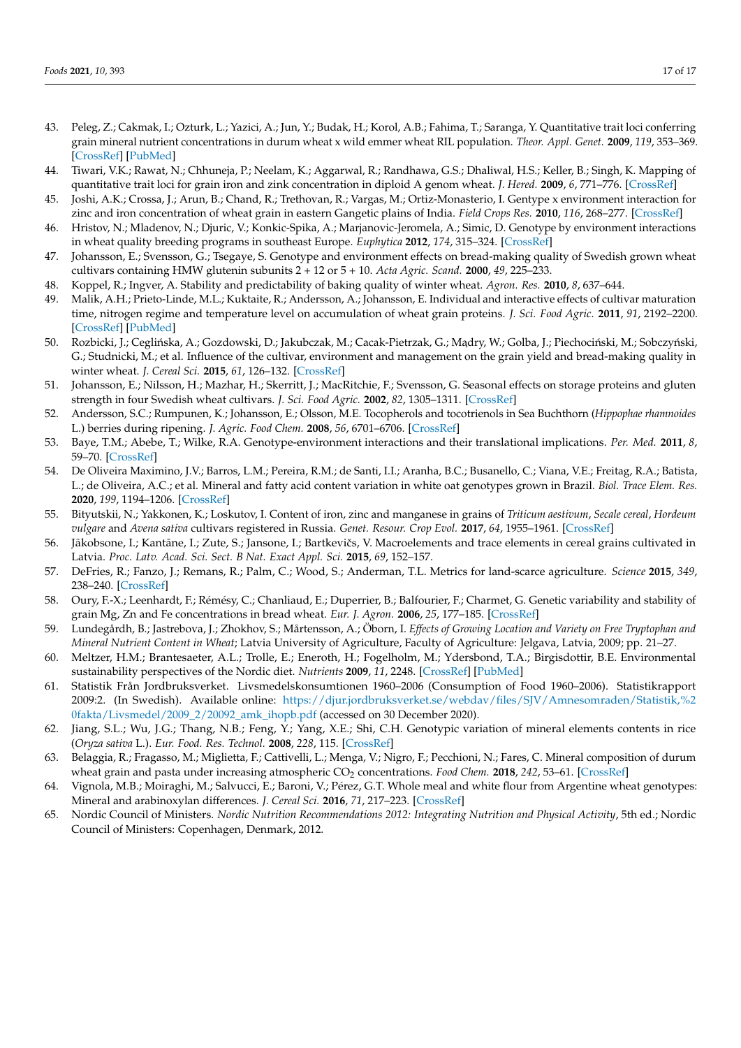43. Peleg, Z.; Cakmak, I.; Ozturk, L.; Yazici, A.; Jun, Y.; Budak, H.; Korol, A.B.; Fahima, T.; Saranga, Y. Quantitative trait loci conferring grain mineral nutrient concentrations in durum wheat x wild emmer wheat RIL population. *Theor. Appl. Genet.* **2009**, *119*, 353–369. [CrossRef] [PubMed]
44. Tiwari, V.K.; Rawat, N.; Chhuneja, P.; Neelam, K.; Aggarwal, R.; Randhawa, G.S.; Dhaliwal, H.S.; Keller, B.; Singh, K. Mapping of quantitative trait loci for grain iron and zink concentration in diploid A genom wheat. *J. Hered.* **2009**, *6*, 771–776. [CrossRef]
45. Joshi, A.K.; Crossa, J.; Arun, B.; Chand, R.; Trethovan, R.; Vargas, M.; Ortiz-Monasterio, I. Gentype x environment interaction for zinc and iron concentration of wheat grain in eastern Gangetic plains of India. *Field Crops Res.* **2010**, *116*, 268–277. [CrossRef]
46. Hristov, N.; Mladenov, N.; Djuric, V.; Konkic-Spika, A.; Marjanovic-Jeromela, A.; Simic, D. Genotype by environment interactions in wheat quality breeding programs in southeast Europe. *Euphytica* **2012**, *174*, 315–324. [CrossRef]
47. Johansson, E.; Svensson, G.; Tsegaye, S. Genotype and environment effects on bread-making quality of Swedish grown wheat cultivars containing HMW glutenin subunits 2 + 12 or 5 + 10. *Acta Agric. Scand.* **2000**, *49*, 225–233.
48. Koppel, R.; Ingver, A. Stability and predictability of baking quality of winter wheat. *Agron. Res.* **2010**, *8*, 637–644.
49. Malik, A.H.; Prieto-Linde, M.L.; Kuktaite, R.; Andersson, A.; Johansson, E. Individual and interactive effects of cultivar maturation time, nitrogen regime and temperature level on accumulation of wheat grain proteins. *J. Sci. Food Agric.* **2011**, *91*, 2192–2200. [CrossRef] [PubMed]
50. Rozbicki, J.; Ceglińska, A.; Gozdowski, D.; Jakubczak, M.; Cacak-Pietrzak, G.; Mądry, W.; Golba, J.; Piechociński, M.; Sobczyński, G.; Studnicki, M.; et al. Influence of the cultivar, environment and management on the grain yield and bread-making quality in winter wheat. *J. Cereal Sci.* **2015**, *61*, 126–132. [CrossRef]
51. Johansson, E.; Nilsson, H.; Mazhar, H.; Skerritt, J.; MacRitchie, F.; Svensson, G. Seasonal effects on storage proteins and gluten strength in four Swedish wheat cultivars. *J. Sci. Food Agric.* **2002**, *82*, 1305–1311. [CrossRef]
52. Andersson, S.C.; Rumpunen, K.; Johansson, E.; Olsson, M.E. Tocopherols and tocotrienols in Sea Buchthorn (*Hippophae rhamnoides* L.) berries during ripening. *J. Agric. Food Chem.* **2008**, *56*, 6701–6706. [CrossRef]
53. Baye, T.M.; Abebe, T.; Wilke, R.A. Genotype-environment interactions and their translational implications. *Per. Med.* **2011**, *8*, 59–70. [CrossRef]
54. De Oliveira Maximino, J.V.; Barros, L.M.; Pereira, R.M.; de Santi, I.I.; Aranha, B.C.; Busanello, C.; Viana, V.E.; Freitag, R.A.; Batista, L.; de Oliveira, A.C.; et al. Mineral and fatty acid content variation in white oat genotypes grown in Brazil. *Biol. Trace Elem. Res.* **2020**, *199*, 1194–1206. [CrossRef]
55. Bityutskii, N.; Yakkonen, K.; Loskutov, I. Content of iron, zinc and manganese in grains of *Triticum aestivum*, *Secale cereal*, *Hordeum vulgare* and *Avena sativa* cultivars registered in Russia. *Genet. Resour. Crop Evol.* **2017**, *64*, 1955–1961. [CrossRef]
56. Jākobsone, I.; Kantāne, I.; Zute, S.; Jansone, I.; Bartkevičs, V. Macroelements and trace elements in cereal grains cultivated in Latvia. *Proc. Latv. Acad. Sci. Sect. B Nat. Exact Appl. Sci.* **2015**, *69*, 152–157.
57. DeFries, R.; Fanzo, J.; Remans, R.; Palm, C.; Wood, S.; Anderman, T.L. Metrics for land-scarce agriculture. *Science* **2015**, *349*, 238–240. [CrossRef]
58. Oury, F.-X.; Leenhardt, F.; Rémésy, C.; Chanliaud, E.; Duperrier, B.; Balfourier, F.; Charmet, G. Genetic variability and stability of grain Mg, Zn and Fe concentrations in bread wheat. *Eur. J. Agron.* **2006**, *25*, 177–185. [CrossRef]
59. Lundegårdh, B.; Jastrebova, J.; Zhokhov, S.; Mårtensson, A.; Öborn, I. *Effects of Growing Location and Variety on Free Tryptophan and Mineral Nutrient Content in Wheat*; Latvia University of Agriculture, Faculty of Agriculture: Jelgava, Latvia, 2009; pp. 21–27.
60. Meltzer, H.M.; Brantesaeter, A.L.; Trolle, E.; Eneroth, H.; Fogelholm, M.; Ydersbond, T.A.; Birgisdottir, B.E. Environmental sustainability perspectives of the Nordic diet. *Nutrients* **2009**, *11*, 2248. [CrossRef] [PubMed]
61. Statistik Från Jordbruksverket. Livsmedelskonsumtionen 1960–2006 (Consumption of Food 1960–2006). Statistikrapport 2009:2. (In Swedish). Available online: https://djur.jordbruksverket.se/webdav/files/SJV/Amnesomraden/Statistik,%20fakta/Livsmedel/2009_2/20092_amk_ihopb.pdf (accessed on 30 December 2020).
62. Jiang, S.L.; Wu, J.G.; Thang, N.B.; Feng, Y.; Yang, X.E.; Shi, C.H. Genotypic variation of mineral elements contents in rice (*Oryza sativa* L.). *Eur. Food. Res. Technol.* **2008**, *228*, 115. [CrossRef]
63. Belaggia, R.; Fragasso, M.; Miglietta, F.; Cattivelli, L.; Menga, V.; Nigro, F.; Pecchioni, N.; Fares, C. Mineral composition of durum wheat grain and pasta under increasing atmospheric $CO_2$ concentrations. *Food Chem.* **2018**, *242*, 53–61. [CrossRef]
64. Vignola, M.B.; Moiraghi, M.; Salvucci, E.; Baroni, V.; Pérez, G.T. Whole meal and white flour from Argentine wheat genotypes: Mineral and arabinoxylan differences. *J. Cereal Sci.* **2016**, *71*, 217–223. [CrossRef]
65. Nordic Council of Ministers. *Nordic Nutrition Recommendations 2012: Integrating Nutrition and Physical Activity*, 5th ed.; Nordic Council of Ministers: Copenhagen, Denmark, 2012.